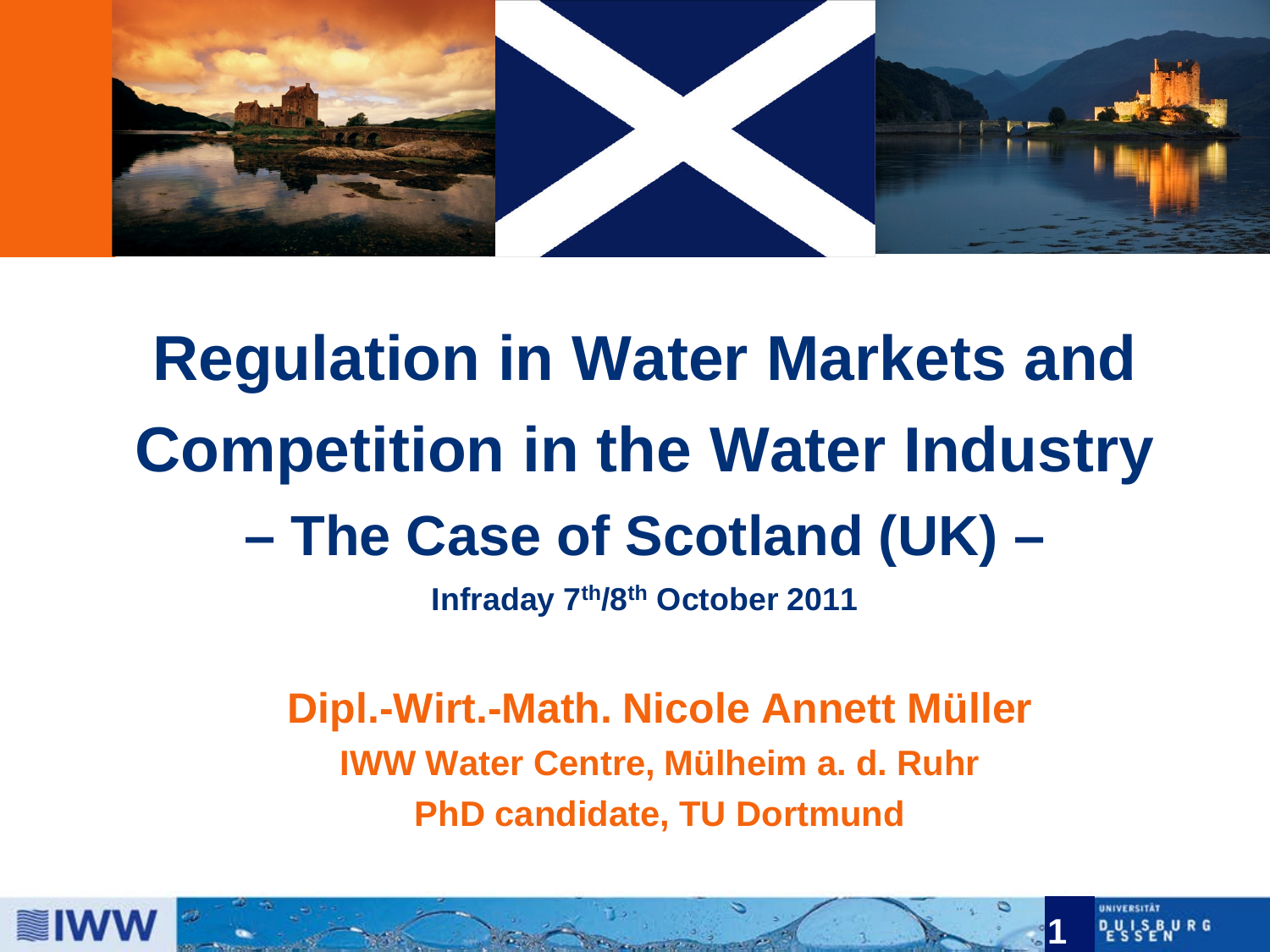# Regulation in Water Markets and Competition in the Water Industry – The Case of Scotland (UK) –

**Infraday 7th/8th October 2011**

**Dipl.-Wirt.-Math. Nicole Annett Müller**

**IWW Water Centre, Mülheim a. d. Ruhr**

**PhD candidate, TU Dortmund**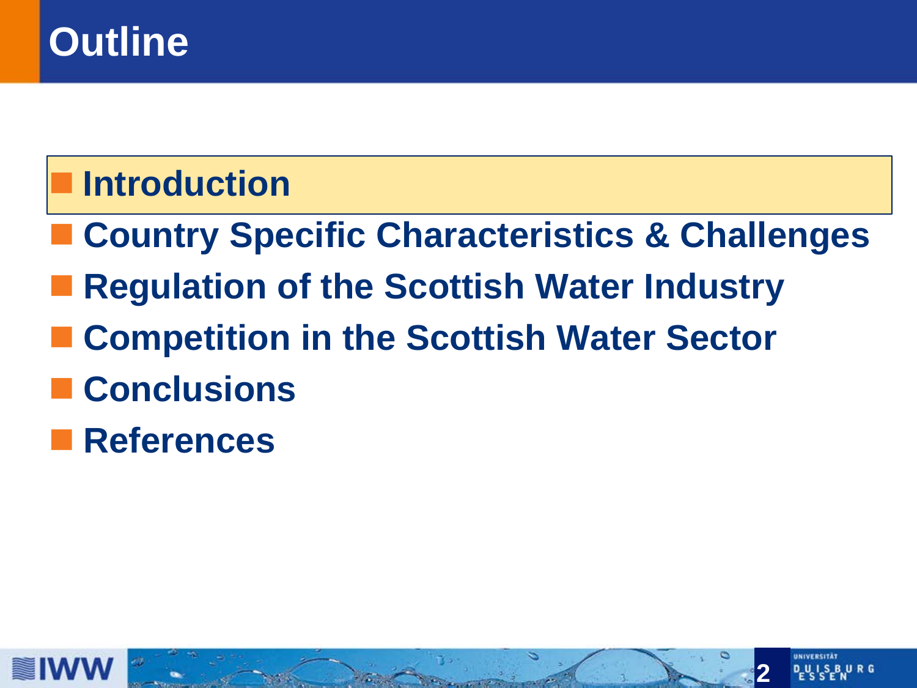# Outline

- **Introduction**
- **Country Specific Characteristics & Challenges**
- **Regulation of the Scottish Water Industry**
- **Competition in the Scottish Water Sector**
- **Conclusions**
- **References**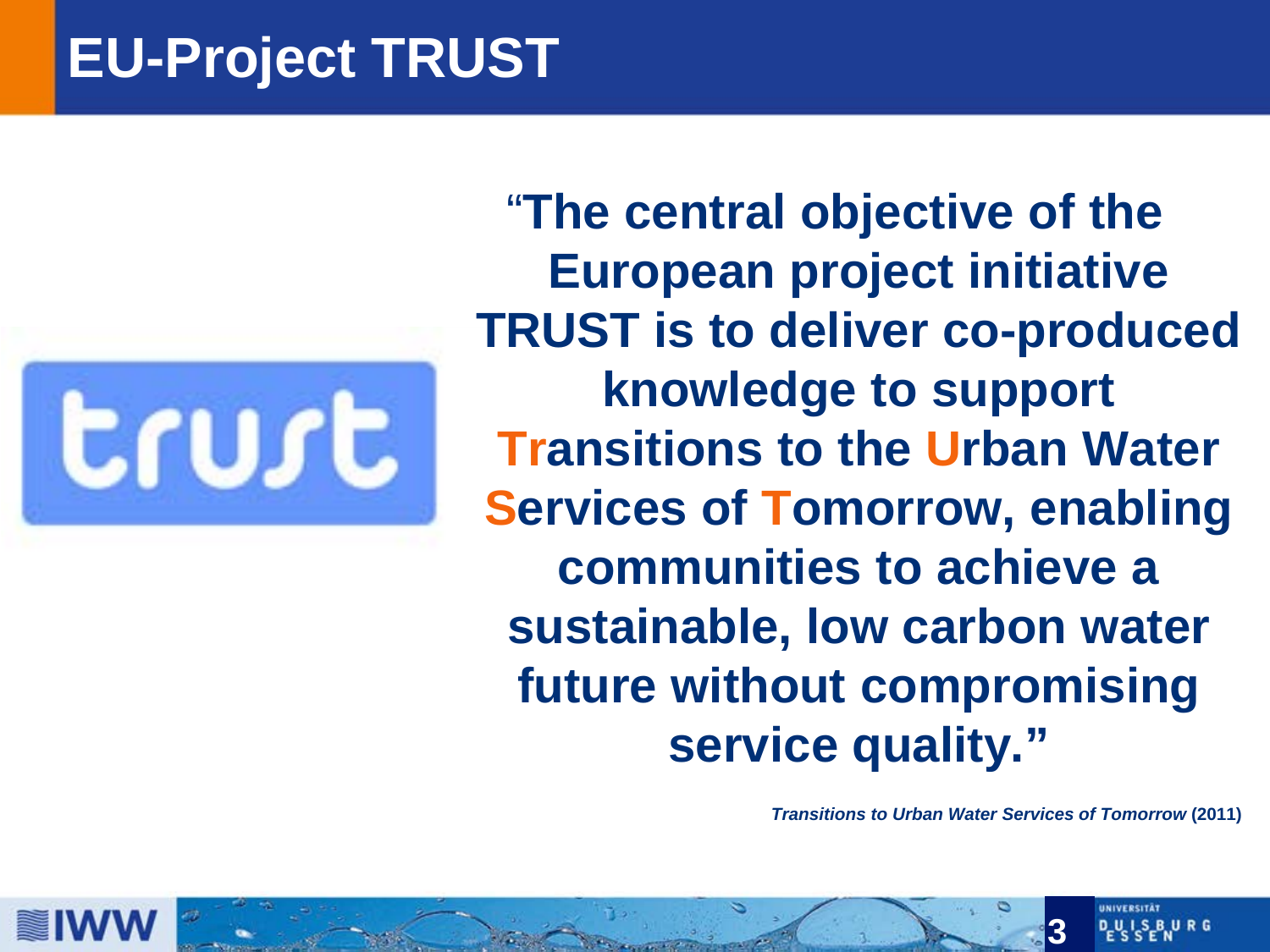# EU-Project TRUST

trust

**"The central objective of the European project initiative TRUST is to deliver co-produced knowledge to support Transitions to the Urban Water Services of Tomorrow, enabling communities to achieve a sustainable, low carbon water future without compromising service quality."**

***Transitions to Urban Water Services of Tomorrow*** **(2011)**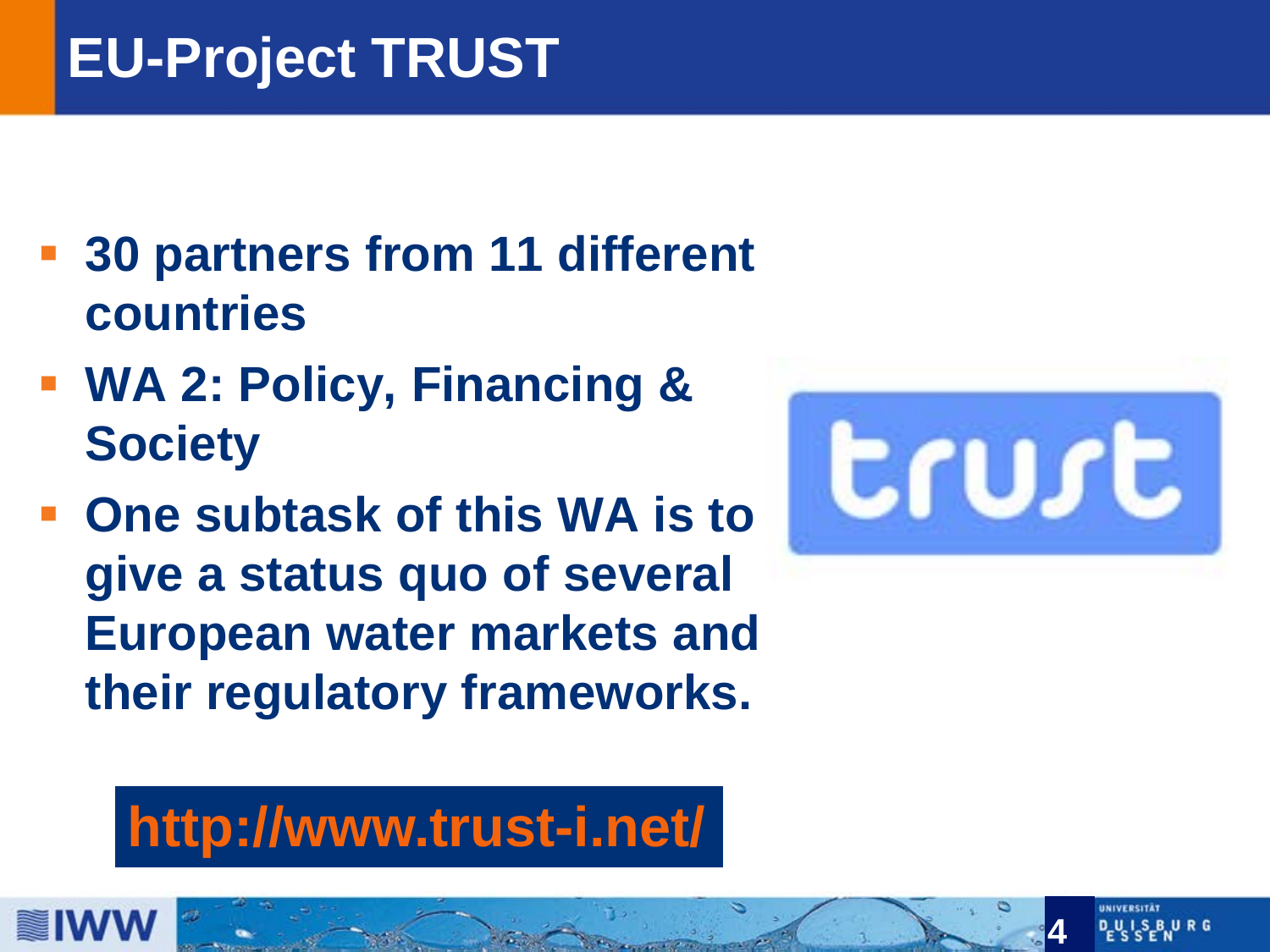# EU-Project TRUST

- **30 partners from 11 different countries**
- **WA 2: Policy, Financing & Society**
- **One subtask of this WA is to give a status quo of several European water markets and their regulatory frameworks.**

**http://www.trust-i.net/**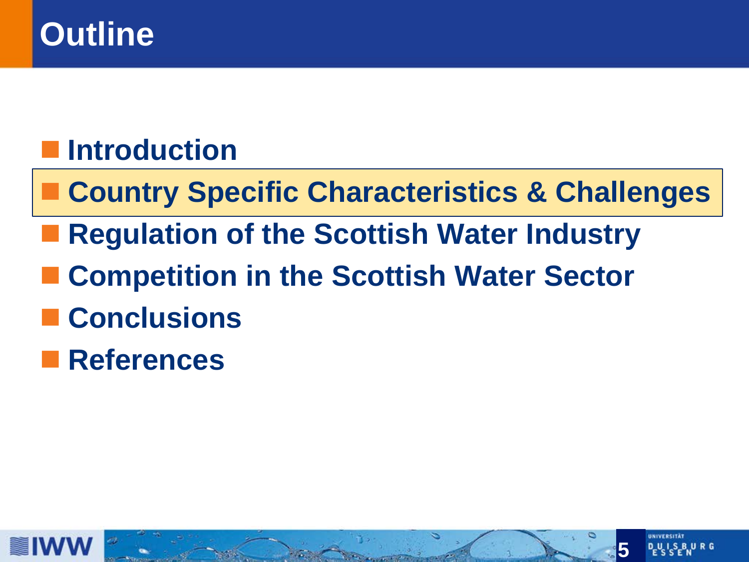# Outline

- Introduction
- **Country Specific Characteristics & Challenges**
- Regulation of the Scottish Water Industry
- Competition in the Scottish Water Sector
- Conclusions
- References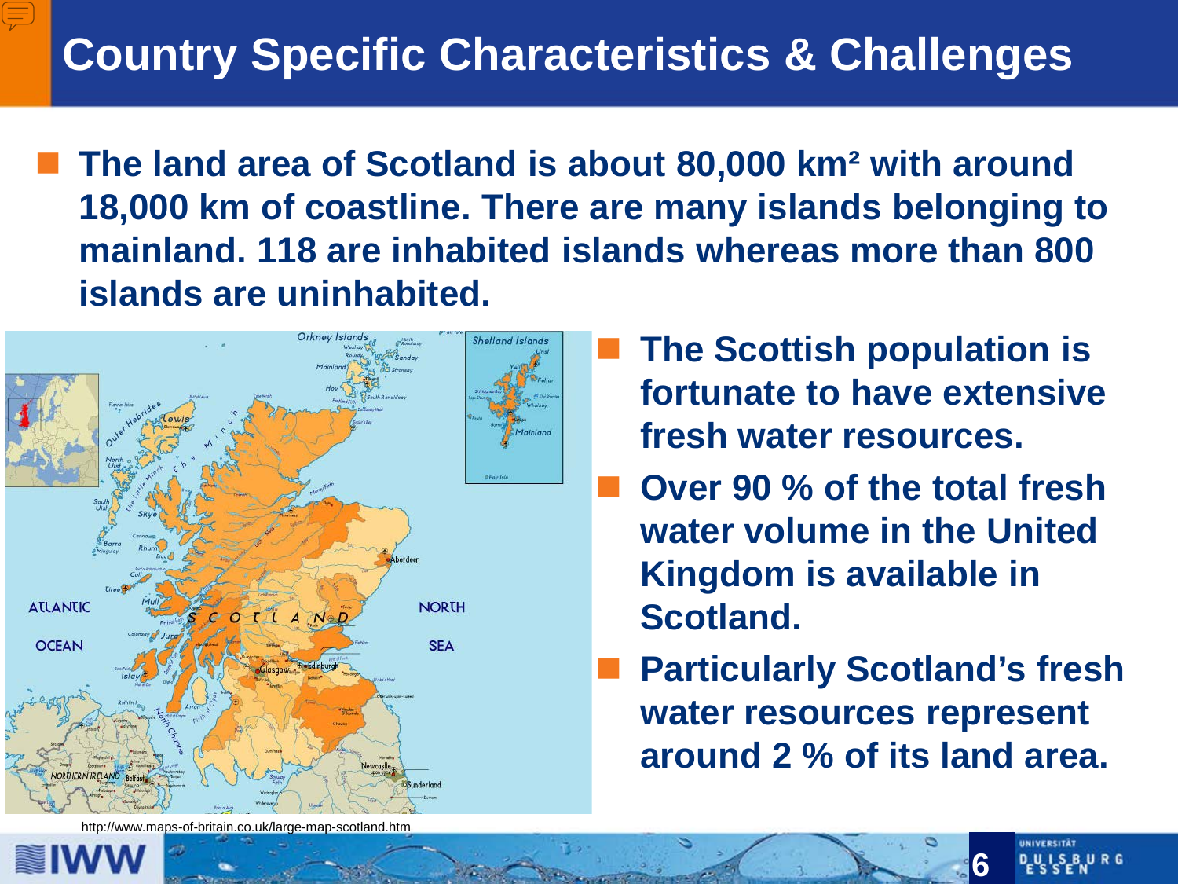# Country Specific Characteristics & Challenges

- The land area of Scotland is about 80,000 km² with around 18,000 km of coastline. There are many islands belonging to mainland. 118 are inhabited islands whereas more than 800 islands are uninhabited.

- The Scottish population is fortunate to have extensive fresh water resources.
- Over 90 % of the total fresh water volume in the United Kingdom is available in Scotland.
- Particularly Scotland's fresh water resources represent around 2 % of its land area.

http://www.maps-of-britain.co.uk/large-map-scotland.htm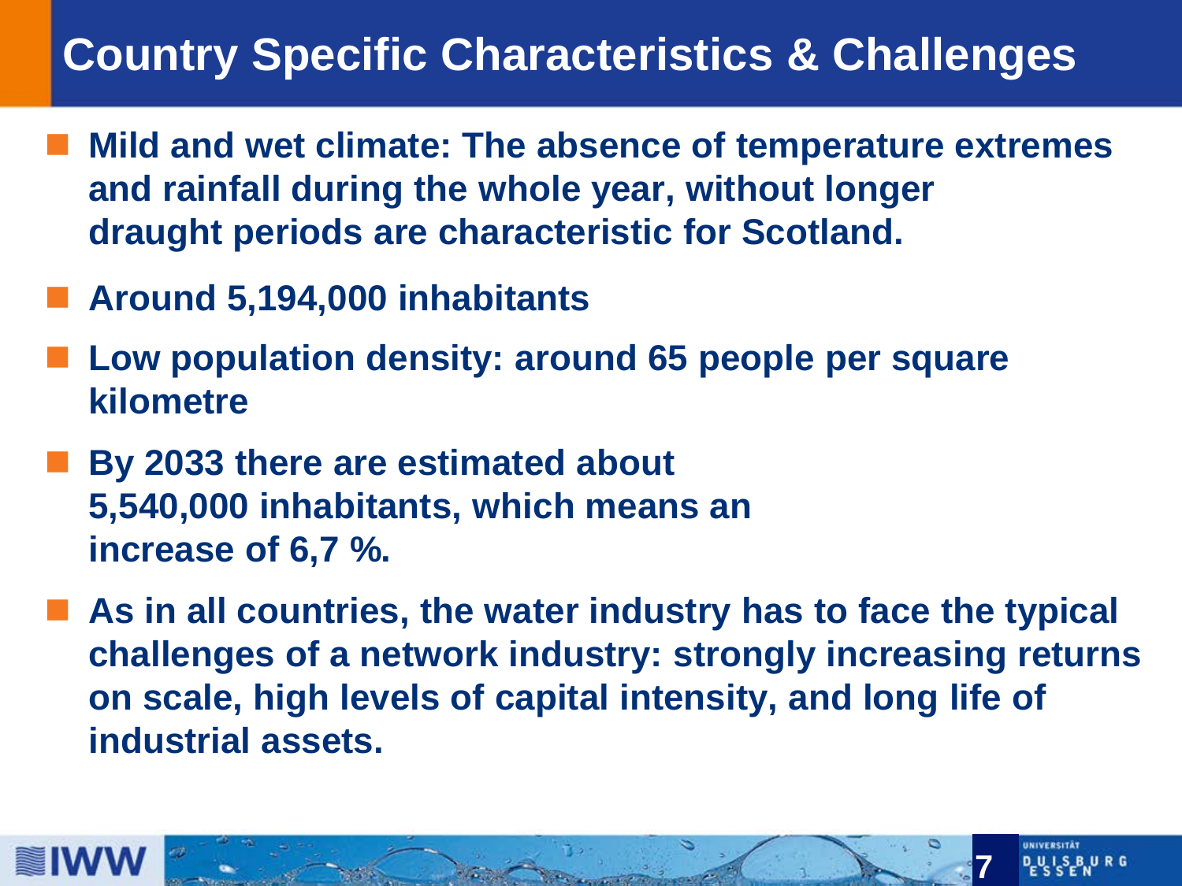# Country Specific Characteristics & Challenges

- **Mild and wet climate: The absence of temperature extremes and rainfall during the whole year, without longer draught periods are characteristic for Scotland.**
- **Around 5,194,000 inhabitants**
- **Low population density: around 65 people per square kilometre**
- **By 2033 there are estimated about 5,540,000 inhabitants, which means an increase of 6,7 %.**
- **As in all countries, the water industry has to face the typical challenges of a network industry: strongly increasing returns on scale, high levels of capital intensity, and long life of industrial assets.**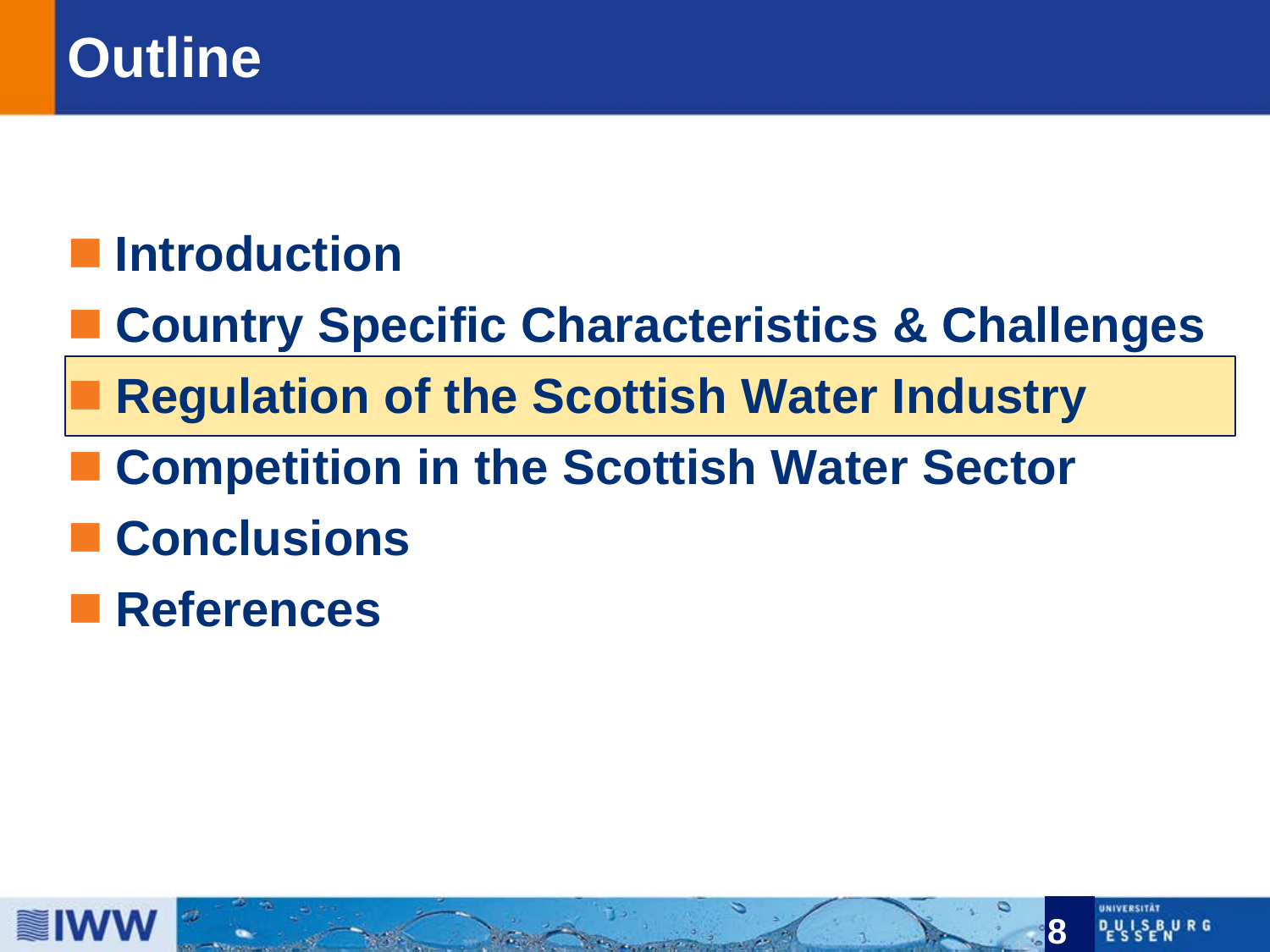# Outline

- **Introduction**
- **Country Specific Characteristics & Challenges**
- **Regulation of the Scottish Water Industry**
- **Competition in the Scottish Water Sector**
- **Conclusions**
- **References**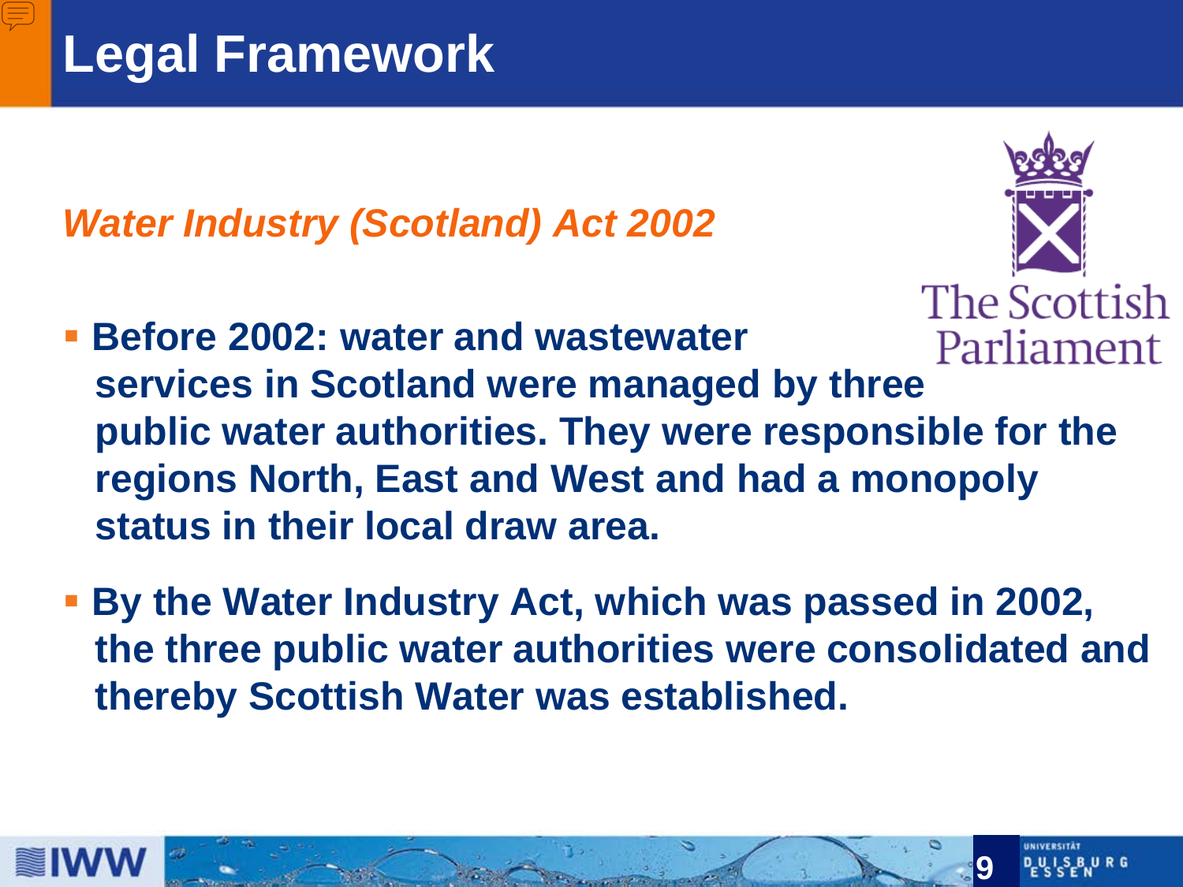# Legal Framework

*Water Industry (Scotland) Act 2002*

- **Before 2002: water and wastewater services in Scotland were managed by three public water authorities. They were responsible for the regions North, East and West and had a monopoly status in their local draw area.**

- **By the Water Industry Act, which was passed in 2002, the three public water authorities were consolidated and thereby Scottish Water was established.**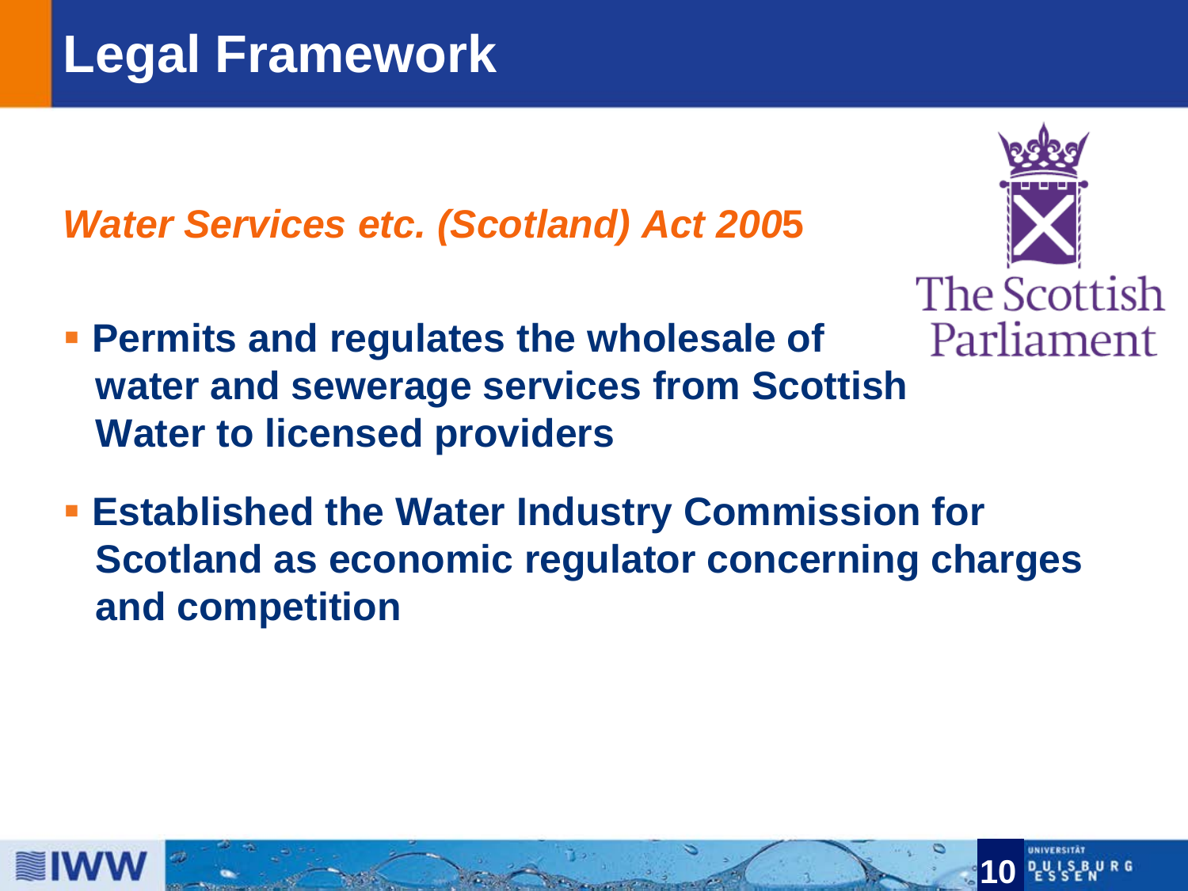# Legal Framework

***Water Services etc. (Scotland) Act 2005***

- **Permits and regulates the wholesale of water and sewerage services from Scottish Water to licensed providers**
- **Established the Water Industry Commission for Scotland as economic regulator concerning charges and competition**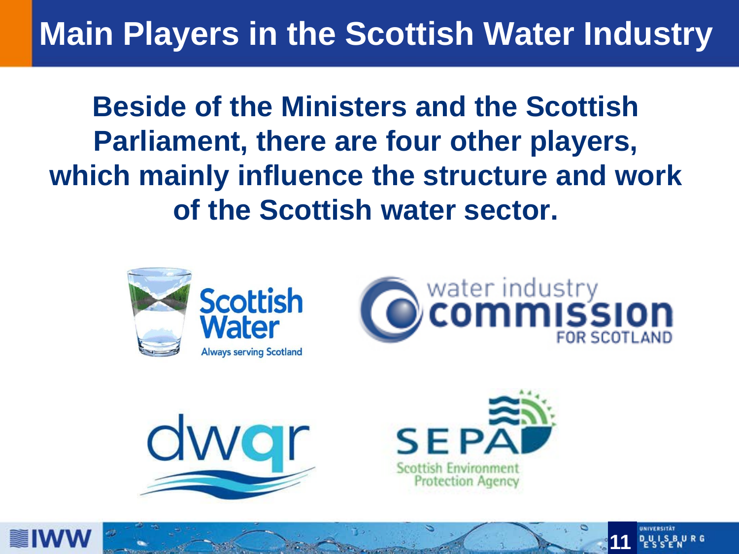# Main Players in the Scottish Water Industry

**Beside of the Ministers and the Scottish Parliament, there are four other players, which mainly influence the structure and work of the Scottish water sector.**

Scottish Water
Always serving Scotland

water industry commission FOR SCOTLAND

dwqr

SEPA
Scottish Environment Protection Agency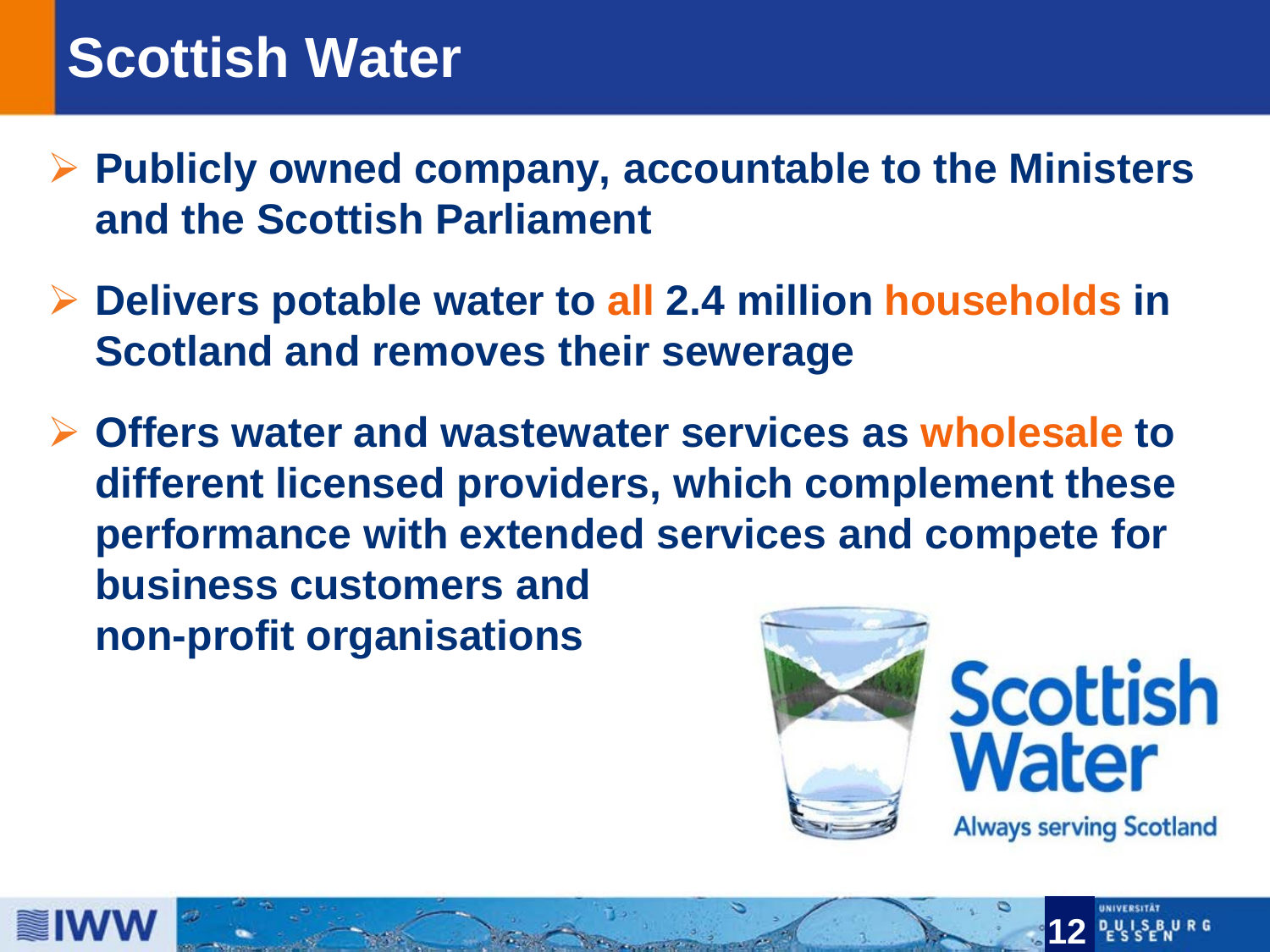# Scottish Water

- Publicly owned company, accountable to the Ministers and the Scottish Parliament
- Delivers potable water to all 2.4 million households in Scotland and removes their sewerage
- Offers water and wastewater services as wholesale to different licensed providers, which complement these performance with extended services and compete for business customers and non-profit organisations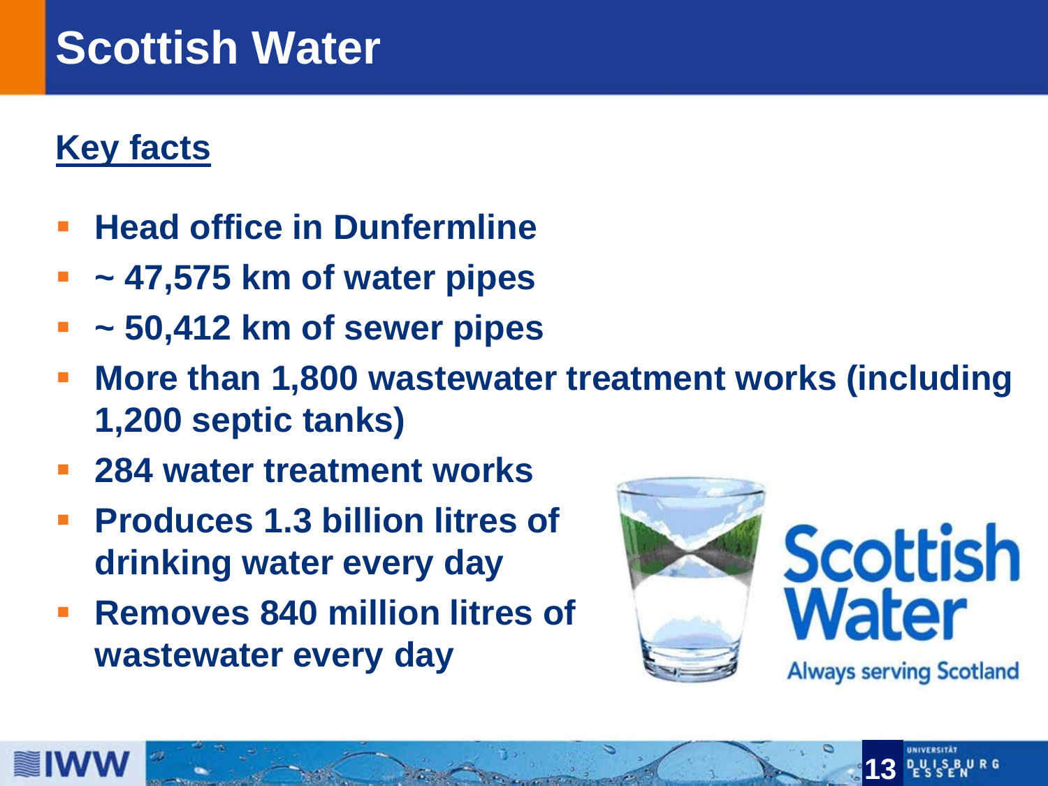# Scottish Water

## Key facts

- Head office in Dunfermline
- ~ 47,575 km of water pipes
- ~ 50,412 km of sewer pipes
- More than 1,800 wastewater treatment works (including 1,200 septic tanks)
- 284 water treatment works
- Produces 1.3 billion litres of drinking water every day
- Removes 840 million litres of wastewater every day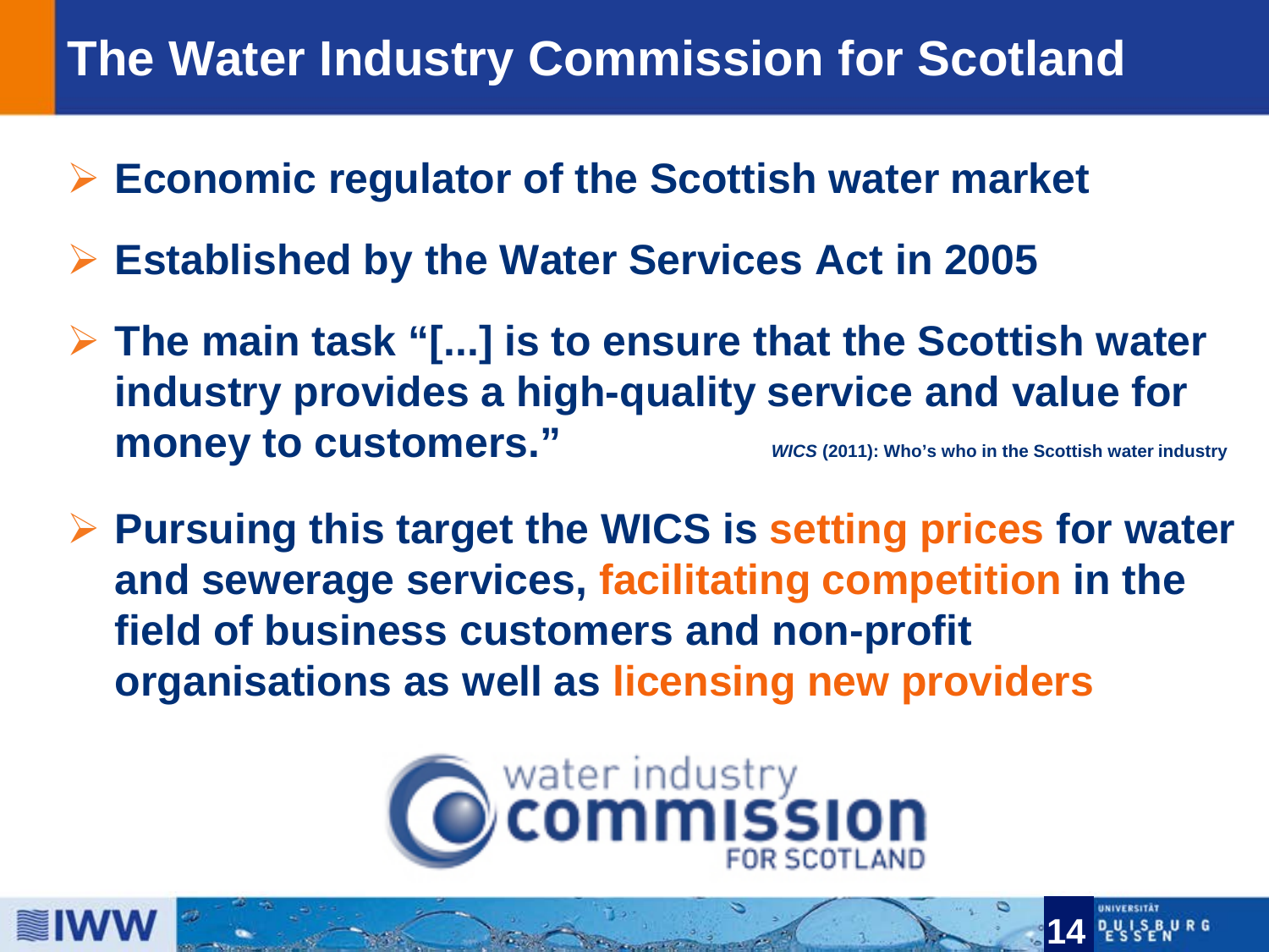# The Water Industry Commission for Scotland

- **Economic regulator of the Scottish water market**
- **Established by the Water Services Act in 2005**
- **The main task "[...] is to ensure that the Scottish water industry provides a high-quality service and value for money to customers."** *WICS* (2011): Who's who in the Scottish water industry
- **Pursuing this target the WICS is setting prices for water and sewerage services, facilitating competition in the field of business customers and non-profit organisations as well as licensing new providers**

water industry commission FOR SCOTLAND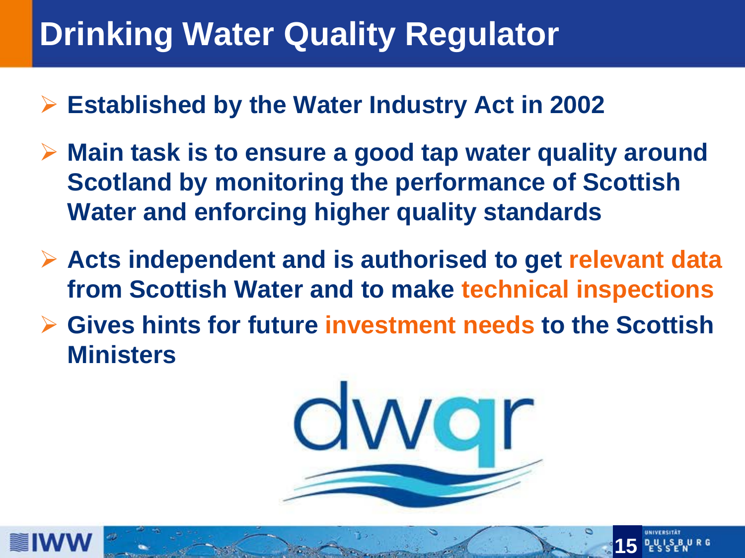# Drinking Water Quality Regulator

- Established by the Water Industry Act in 2002
- Main task is to ensure a good tap water quality around Scotland by monitoring the performance of Scottish Water and enforcing higher quality standards
- Acts independent and is authorised to get relevant data from Scottish Water and to make technical inspections
- Gives hints for future investment needs to the Scottish Ministers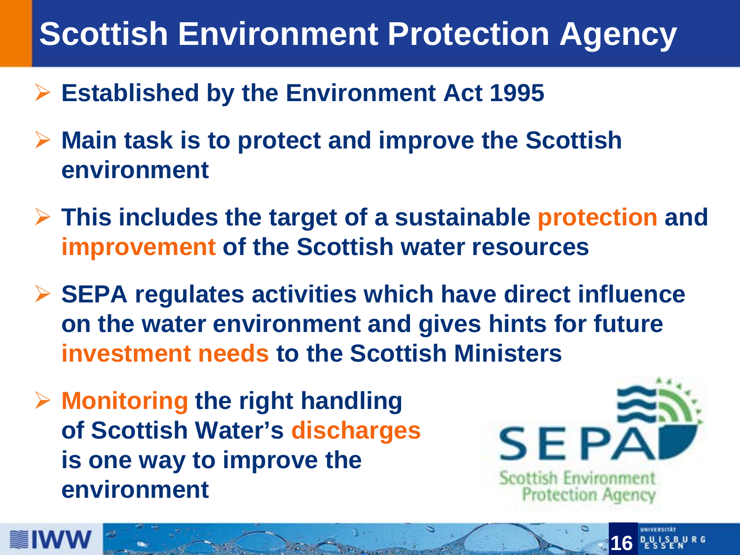# Scottish Environment Protection Agency

- **Established by the Environment Act 1995**
- **Main task is to protect and improve the Scottish environment**
- **This includes the target of a sustainable protection and improvement of the Scottish water resources**
- **SEPA regulates activities which have direct influence on the water environment and gives hints for future investment needs to the Scottish Ministers**
- **Monitoring the right handling of Scottish Water's discharges is one way to improve the environment**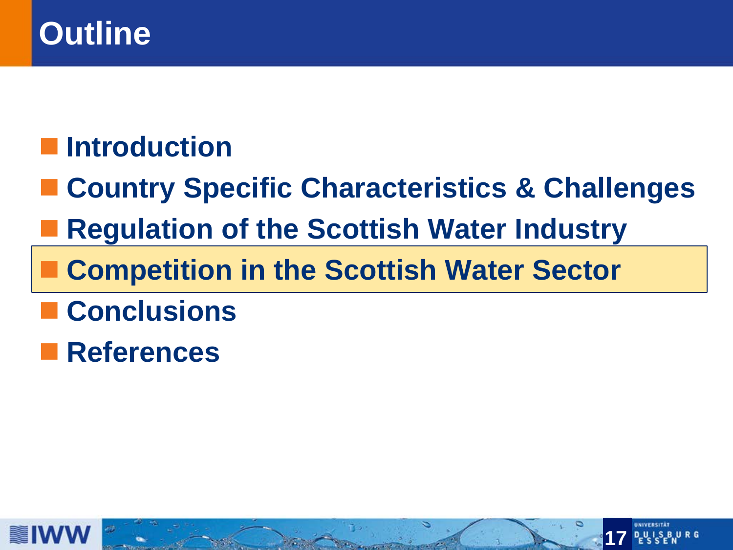# Outline

- Introduction
- Country Specific Characteristics & Challenges
- Regulation of the Scottish Water Industry
- **Competition in the Scottish Water Sector**
- Conclusions
- References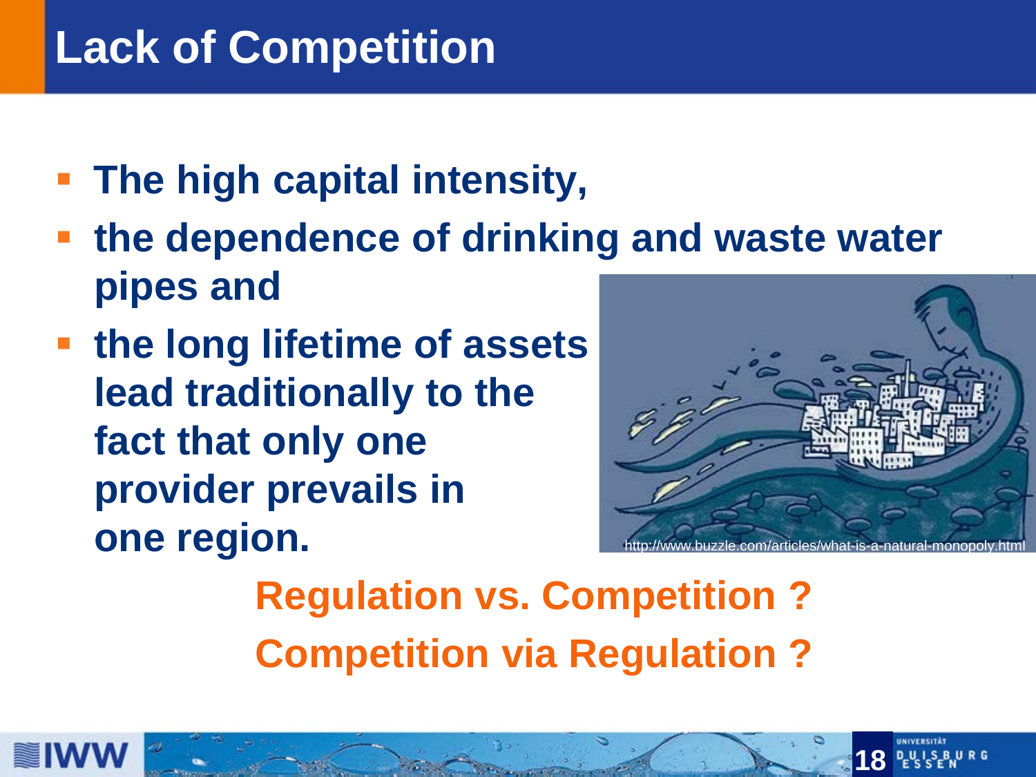# Lack of Competition

- **The high capital intensity,**
- **the dependence of drinking and waste water pipes and**
- **the long lifetime of assets lead traditionally to the fact that only one provider prevails in one region.**

http://www.buzzle.com/articles/what-is-a-natural-monopoly.html

**Regulation vs. Competition ?**

**Competition via Regulation ?**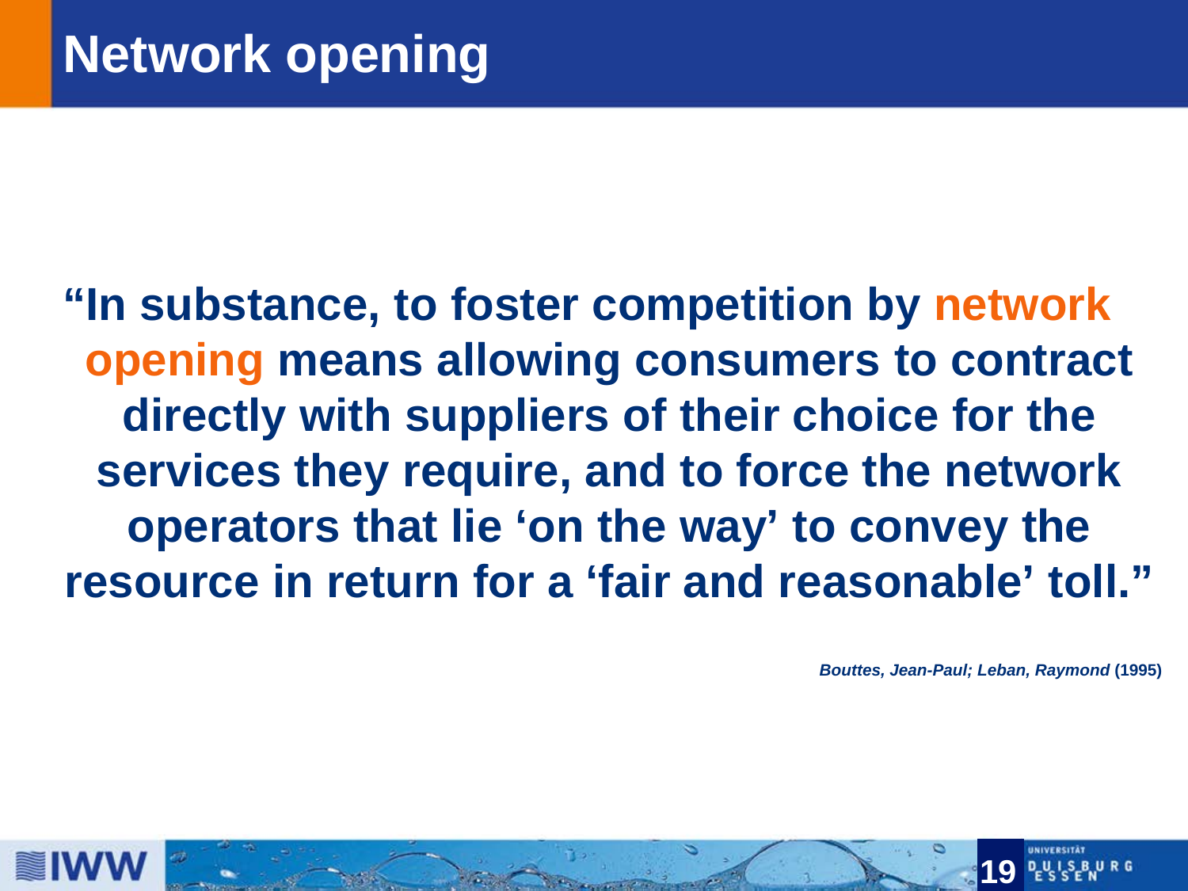# Network opening

**"In substance, to foster competition by network opening means allowing consumers to contract directly with suppliers of their choice for the services they require, and to force the network operators that lie 'on the way' to convey the resource in return for a 'fair and reasonable' toll."**

***Bouttes, Jean-Paul; Leban, Raymond*** **(1995)**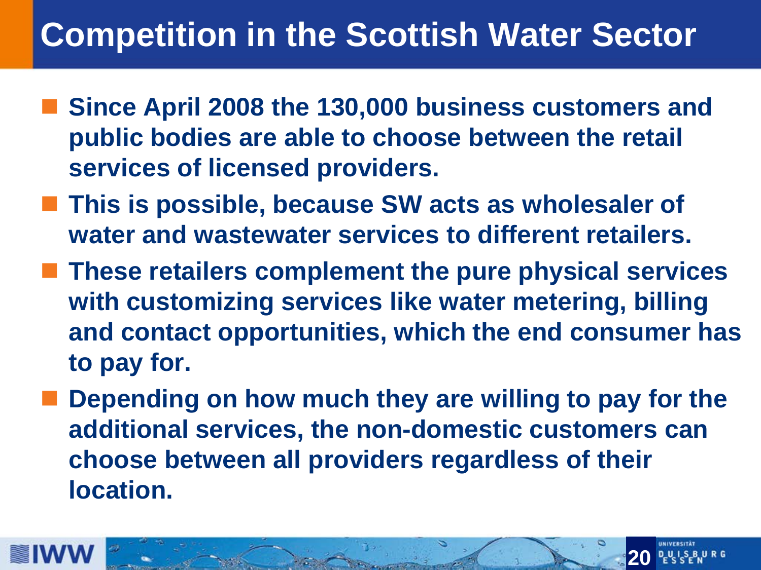# Competition in the Scottish Water Sector

- Since April 2008 the 130,000 business customers and public bodies are able to choose between the retail services of licensed providers.
- This is possible, because SW acts as wholesaler of water and wastewater services to different retailers.
- These retailers complement the pure physical services with customizing services like water metering, billing and contact opportunities, which the end consumer has to pay for.
- Depending on how much they are willing to pay for the additional services, the non-domestic customers can choose between all providers regardless of their location.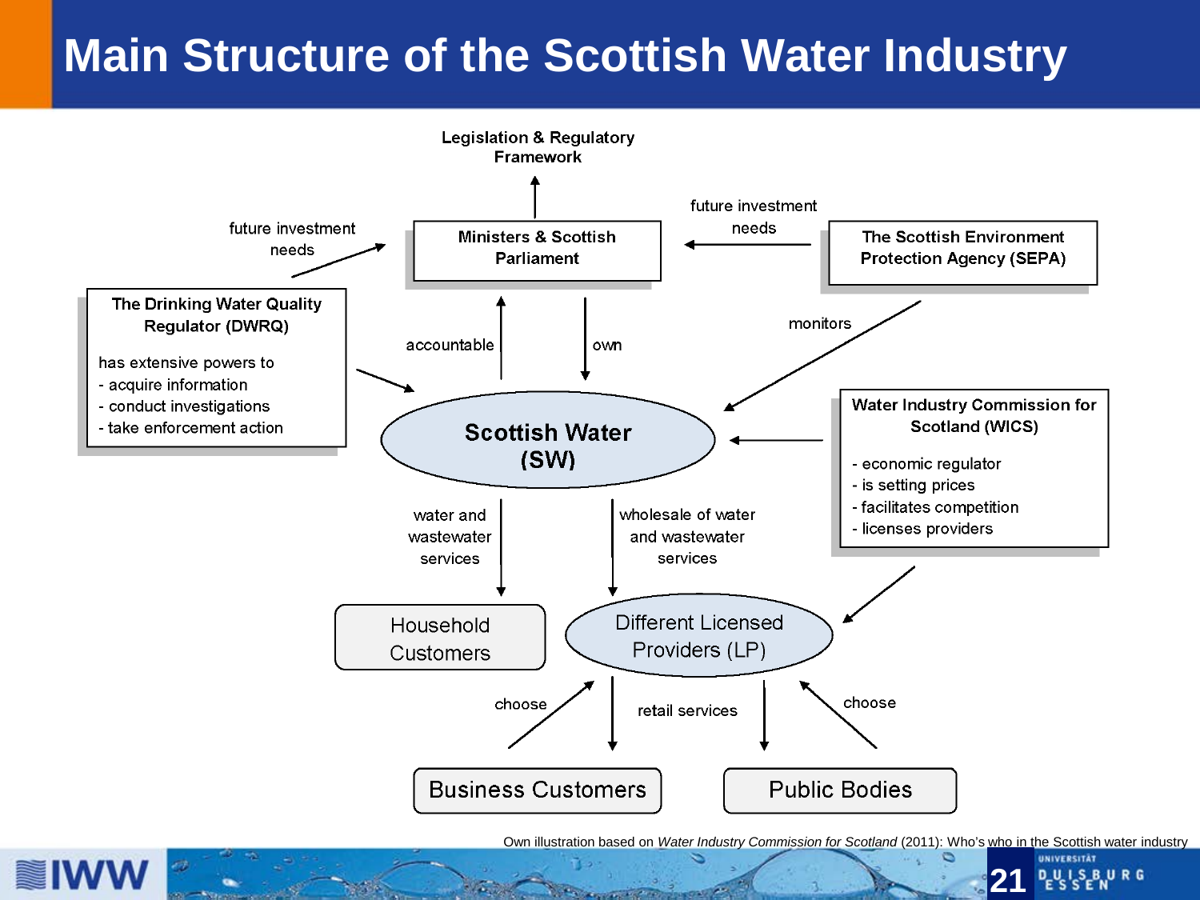# Main Structure of the Scottish Water Industry

Legislation & Regulatory Framework

Ministers & Scottish Parliament

future investment needs

The Scottish Environment Protection Agency (SEPA)

future investment needs

The Drinking Water Quality Regulator (DWRQ)

has extensive powers to
- acquire information
- conduct investigations
- take enforcement action

accountable

own

monitors

Scottish Water (SW)

Water Industry Commission for Scotland (WICS)

- economic regulator
- is setting prices
- facilitates competition
- licenses providers

water and wastewater services

wholesale of water and wastewater services

Household Customers

Different Licensed Providers (LP)

choose

retail services

choose

Business Customers

Public Bodies

Own illustration based on *Water Industry Commission for Scotland* (2011): Who's who in the Scottish water industry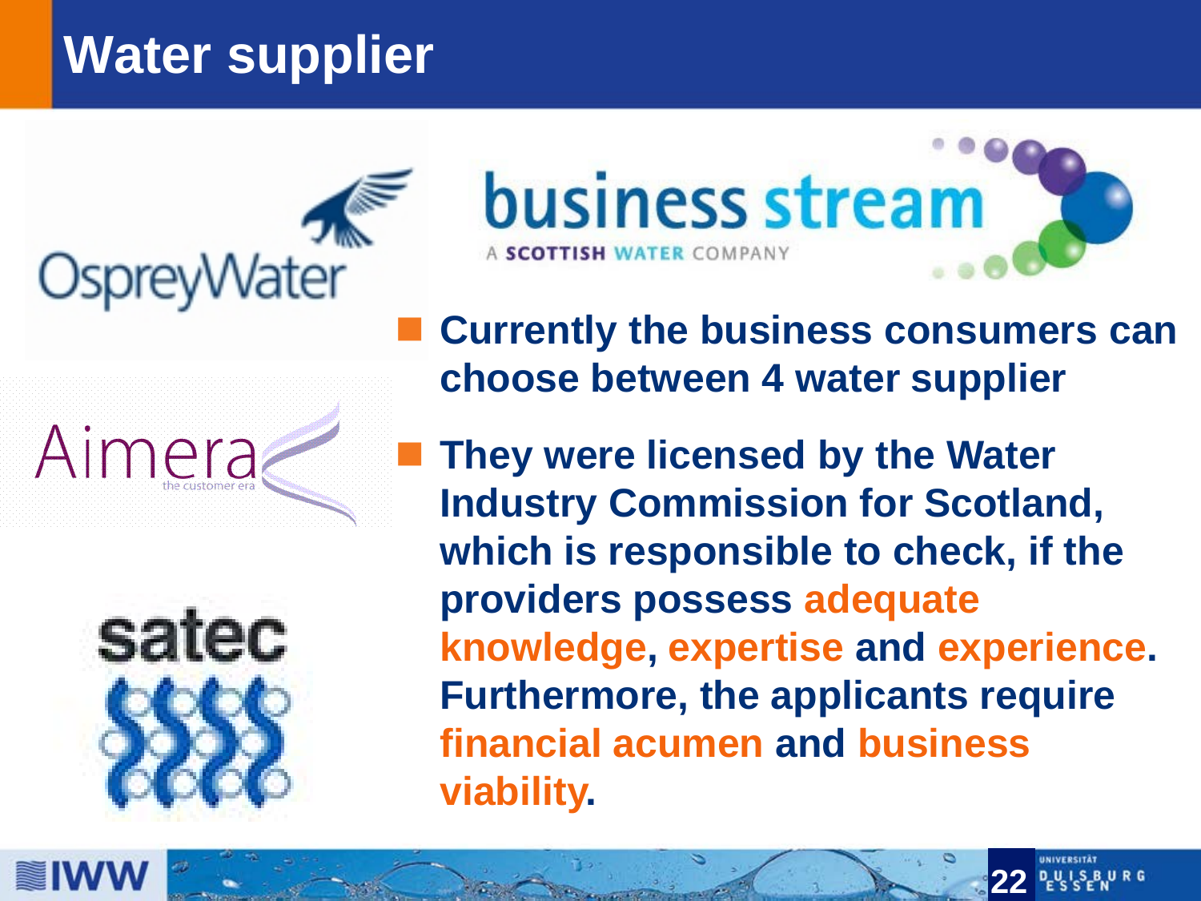# Water supplier

- **Currently the business consumers can choose between 4 water supplier**
- **They were licensed by the Water Industry Commission for Scotland, which is responsible to check, if the providers possess adequate knowledge, expertise and experience. Furthermore, the applicants require financial acumen and business viability.**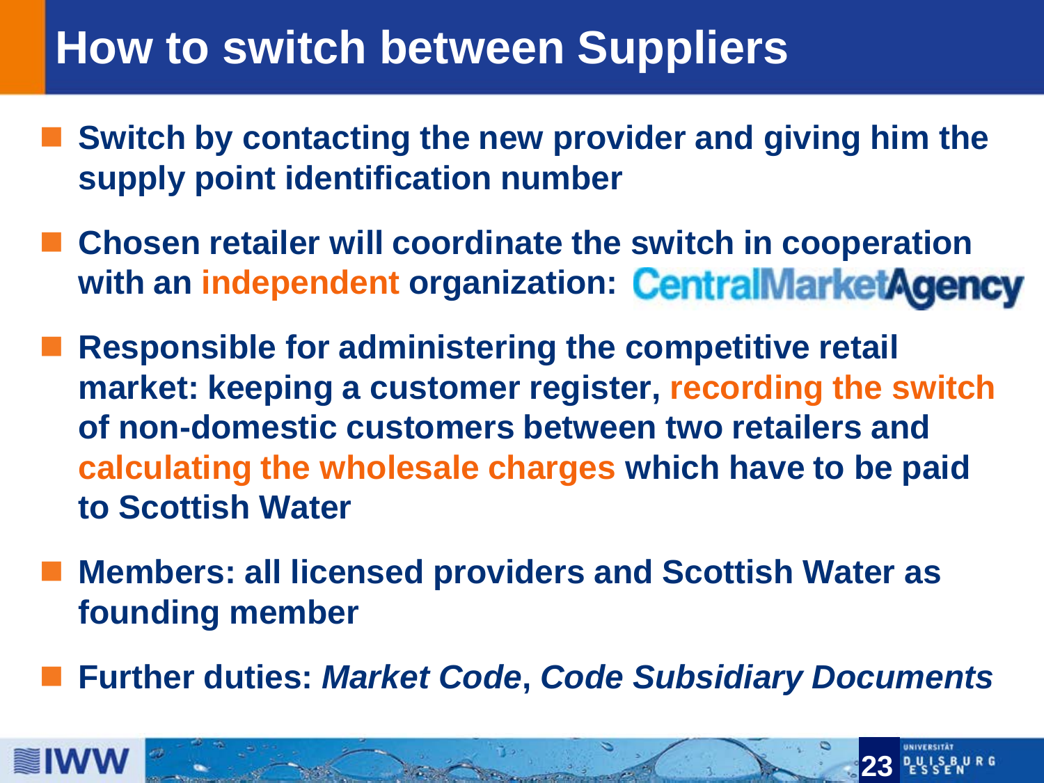# How to switch between Suppliers

- **Switch by contacting the new provider and giving him the supply point identification number**
- **Chosen retailer will coordinate the switch in cooperation with an independent organization: CentralMarketAgency**
- **Responsible for administering the competitive retail market: keeping a customer register, recording the switch of non-domestic customers between two retailers and calculating the wholesale charges which have to be paid to Scottish Water**
- **Members: all licensed providers and Scottish Water as founding member**
- **Further duties: *Market Code*, *Code Subsidiary Documents***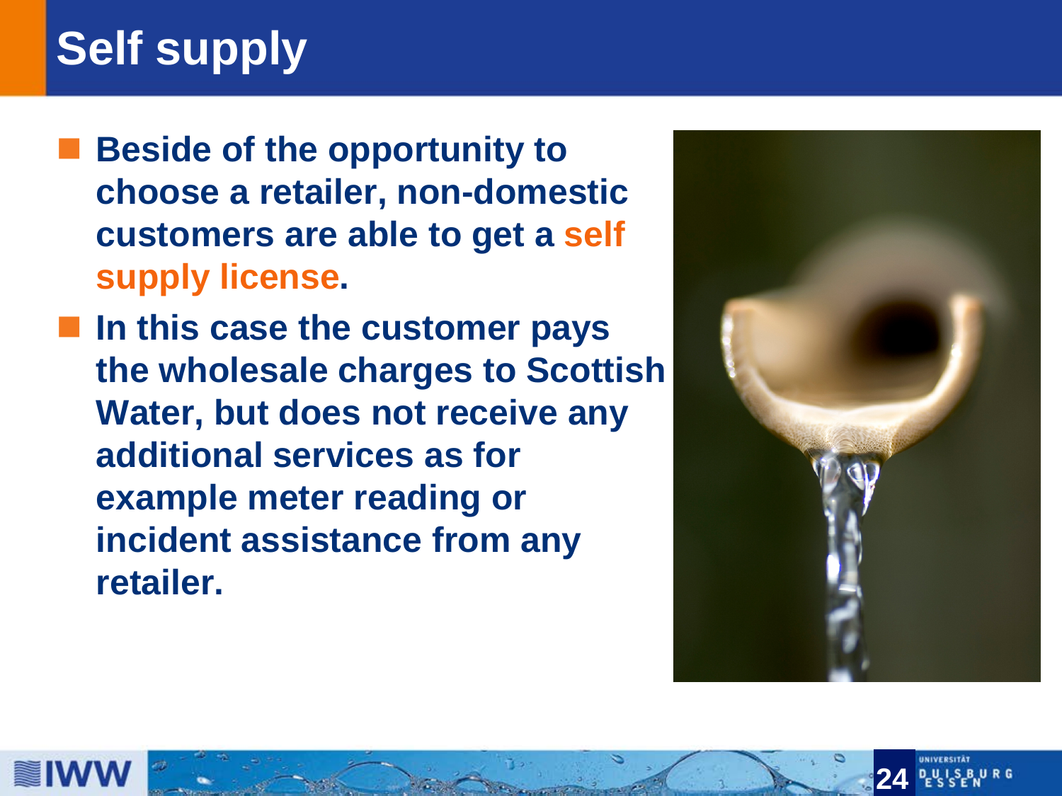# Self supply

- **Beside of the opportunity to choose a retailer, non-domestic customers are able to get a self supply license.**
- **In this case the customer pays the wholesale charges to Scottish Water, but does not receive any additional services as for example meter reading or incident assistance from any retailer.**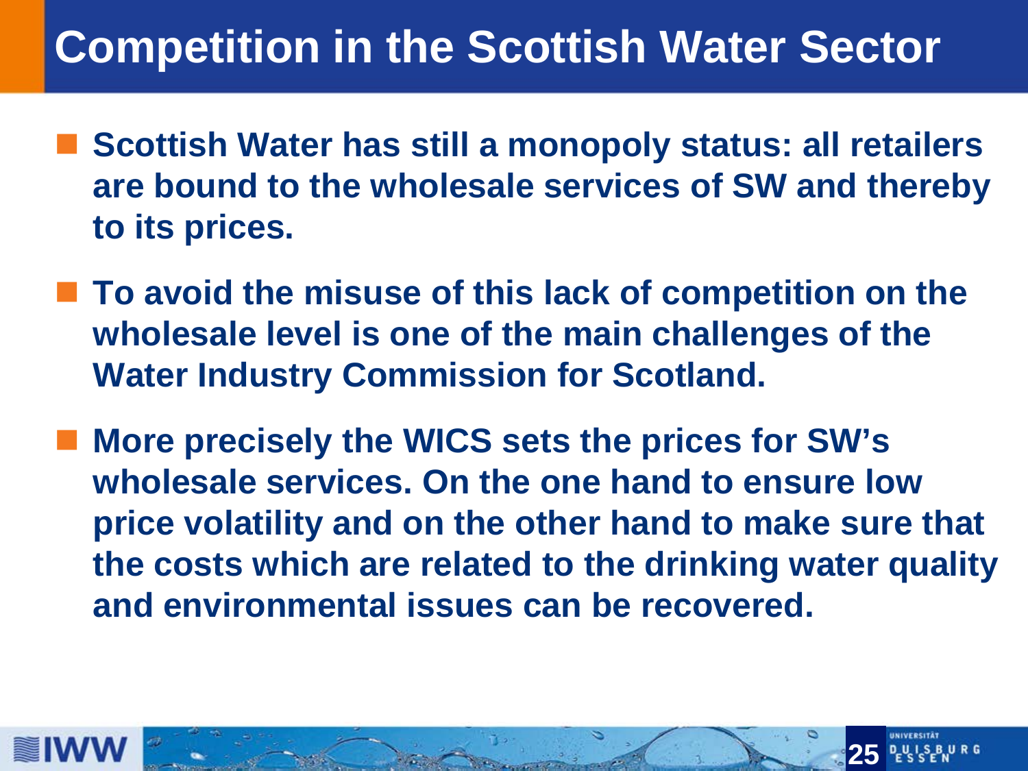# Competition in the Scottish Water Sector

- **Scottish Water has still a monopoly status: all retailers are bound to the wholesale services of SW and thereby to its prices.**
- **To avoid the misuse of this lack of competition on the wholesale level is one of the main challenges of the Water Industry Commission for Scotland.**
- **More precisely the WICS sets the prices for SW's wholesale services. On the one hand to ensure low price volatility and on the other hand to make sure that the costs which are related to the drinking water quality and environmental issues can be recovered.**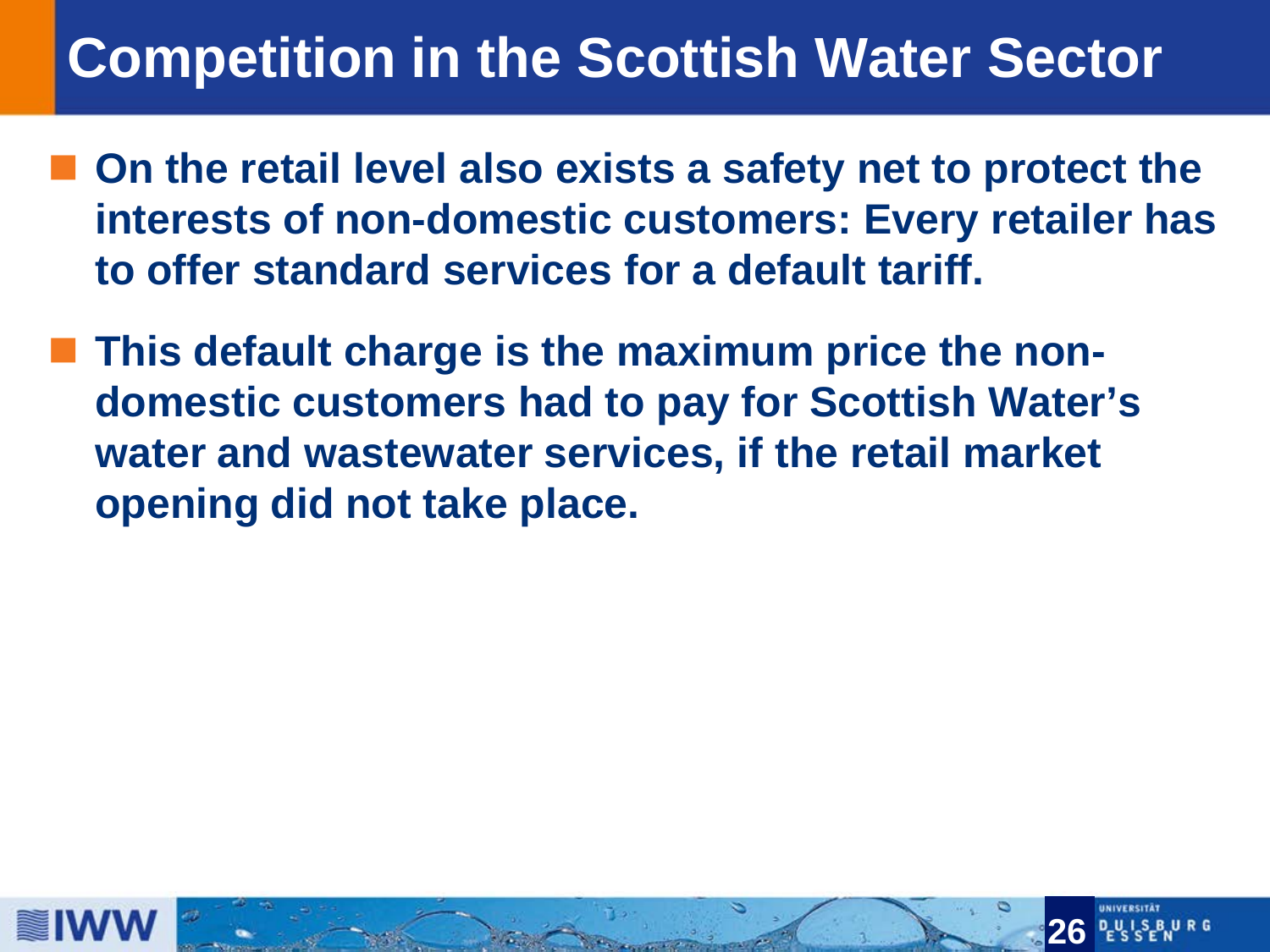# Competition in the Scottish Water Sector

- **On the retail level also exists a safety net to protect the interests of non-domestic customers: Every retailer has to offer standard services for a default tariff.**
- **This default charge is the maximum price the non-domestic customers had to pay for Scottish Water's water and wastewater services, if the retail market opening did not take place.**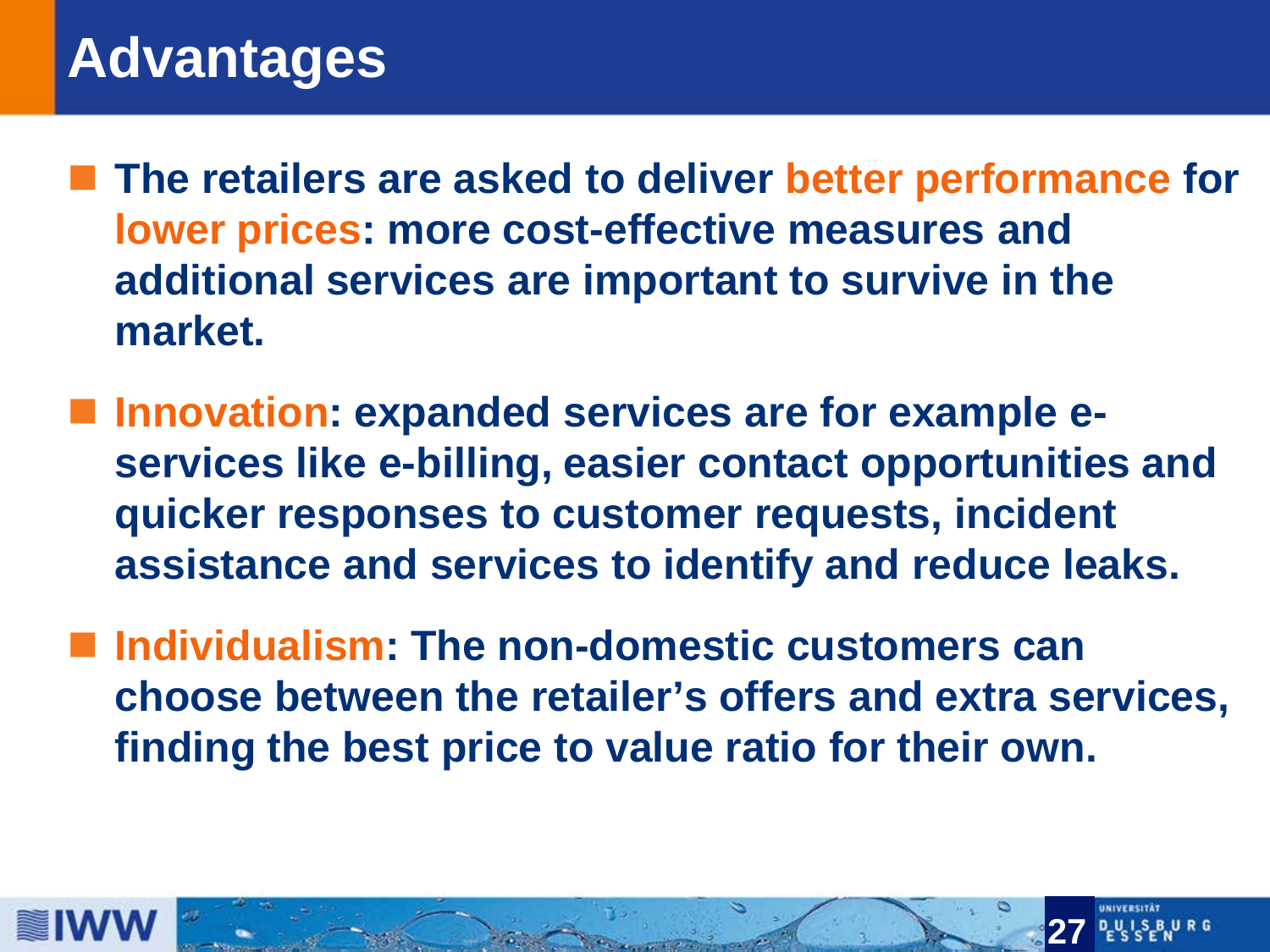# Advantages

- **The retailers are asked to deliver better performance for lower prices: more cost-effective measures and additional services are important to survive in the market.**
- **Innovation: expanded services are for example e-services like e-billing, easier contact opportunities and quicker responses to customer requests, incident assistance and services to identify and reduce leaks.**
- **Individualism: The non-domestic customers can choose between the retailer's offers and extra services, finding the best price to value ratio for their own.**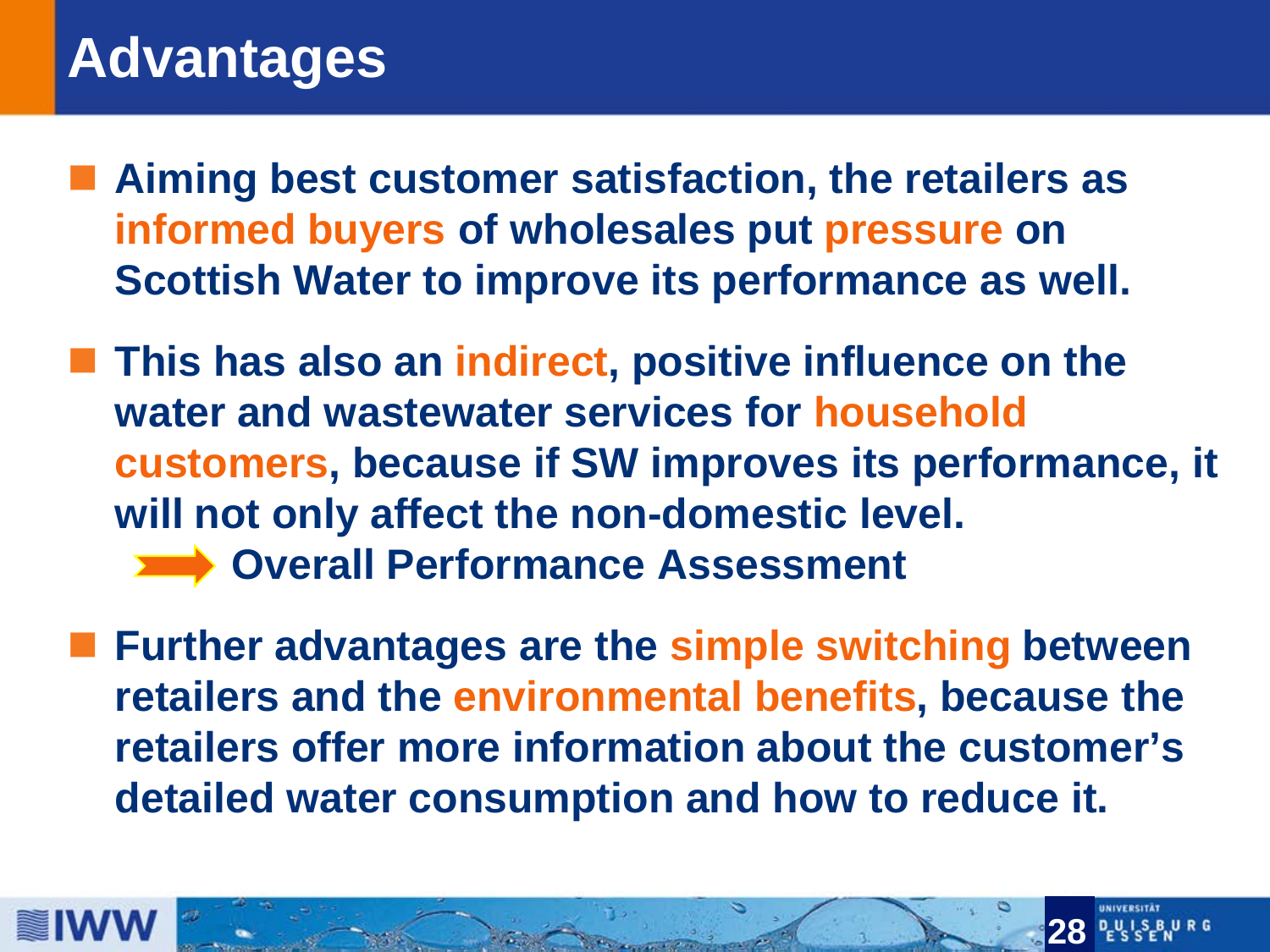# Advantages

- Aiming best customer satisfaction, the retailers as informed buyers of wholesales put pressure on Scottish Water to improve its performance as well.
- This has also an indirect, positive influence on the water and wastewater services for household customers, because if SW improves its performance, it will not only affect the non-domestic level.
  → Overall Performance Assessment
- Further advantages are the simple switching between retailers and the environmental benefits, because the retailers offer more information about the customer's detailed water consumption and how to reduce it.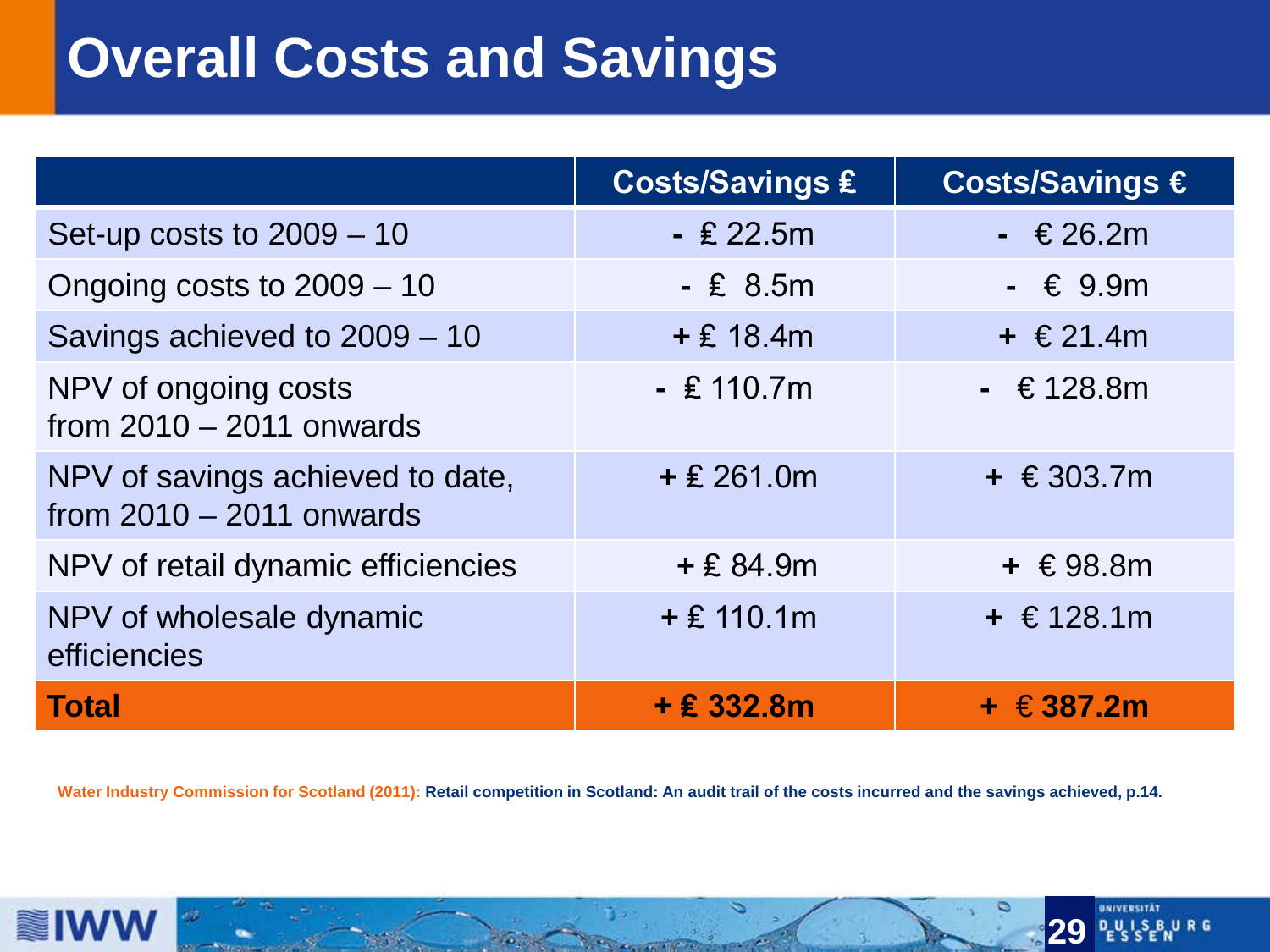# Overall Costs and Savings

| | Costs/Savings £ | Costs/Savings € |
|---|---|---|
| Set-up costs to 2009 – 10 | - £ 22.5m | - € 26.2m |
| Ongoing costs to 2009 – 10 | - £ 8.5m | - € 9.9m |
| Savings achieved to 2009 – 10 | + £ 18.4m | + € 21.4m |
| NPV of ongoing costs from 2010 – 2011 onwards | - £ 110.7m | - € 128.8m |
| NPV of savings achieved to date, from 2010 – 2011 onwards | + £ 261.0m | + € 303.7m |
| NPV of retail dynamic efficiencies | + £ 84.9m | + € 98.8m |
| NPV of wholesale dynamic efficiencies | + £ 110.1m | + € 128.1m |
| **Total** | **+ £ 332.8m** | **+ € 387.2m** |

Water Industry Commission for Scotland (2011): **Retail competition in Scotland: An audit trail of the costs incurred and the savings achieved, p.14.**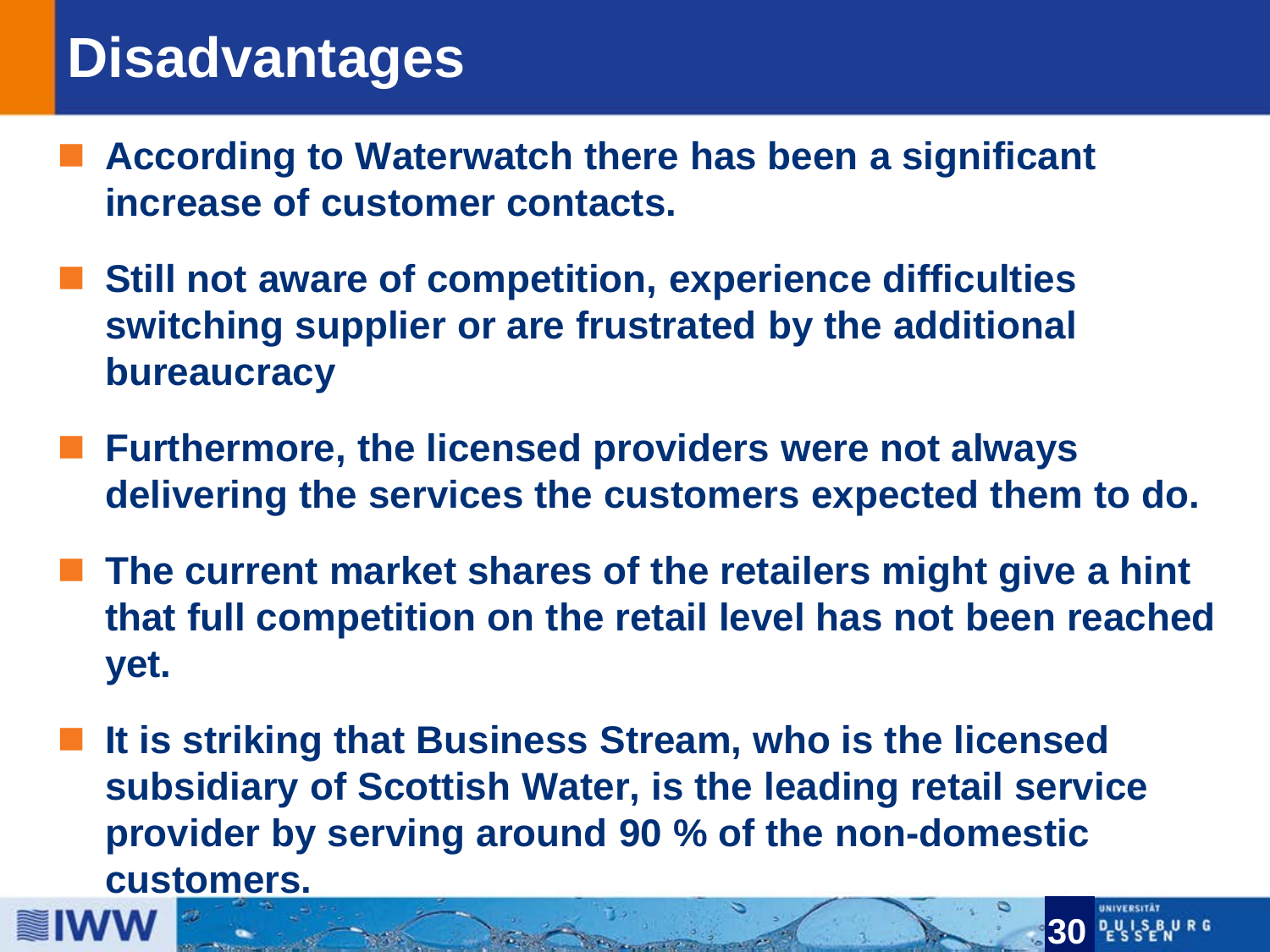# Disadvantages

- **According to Waterwatch there has been a significant increase of customer contacts.**
- **Still not aware of competition, experience difficulties switching supplier or are frustrated by the additional bureaucracy**
- **Furthermore, the licensed providers were not always delivering the services the customers expected them to do.**
- **The current market shares of the retailers might give a hint that full competition on the retail level has not been reached yet.**
- **It is striking that Business Stream, who is the licensed subsidiary of Scottish Water, is the leading retail service provider by serving around 90 % of the non-domestic customers.**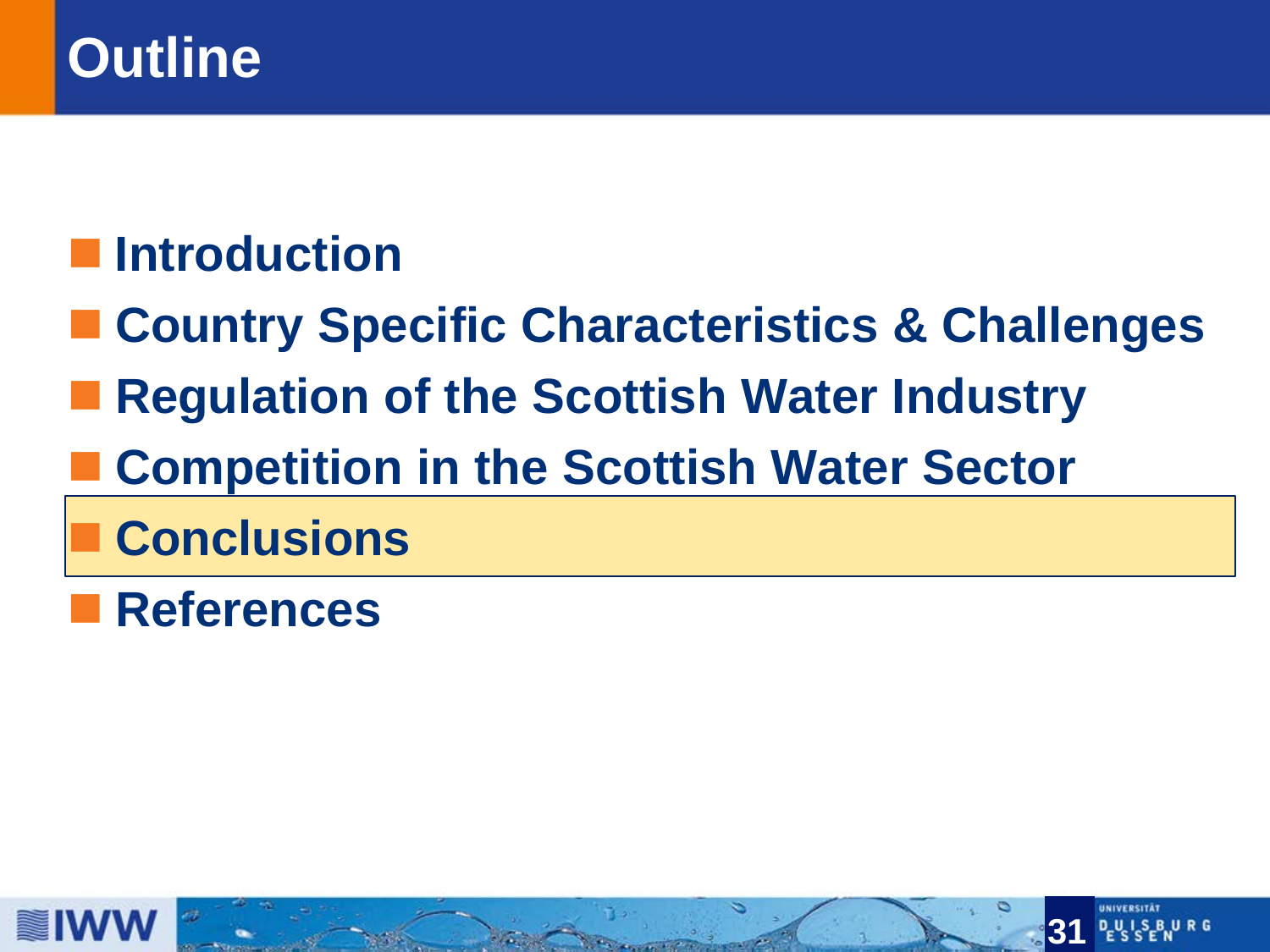# Outline

- Introduction
- Country Specific Characteristics & Challenges
- Regulation of the Scottish Water Industry
- Competition in the Scottish Water Sector
- **Conclusions**
- References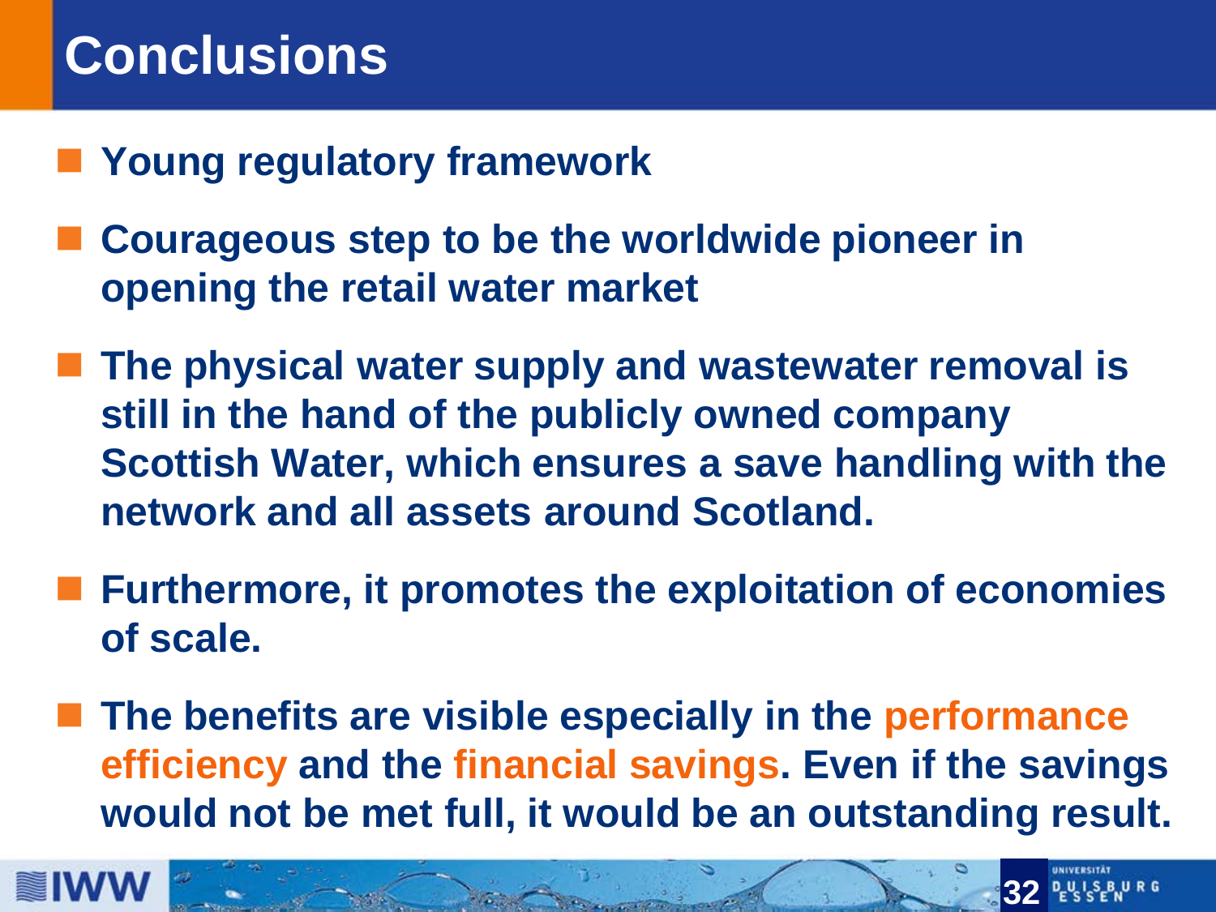# Conclusions

- **Young regulatory framework**
- **Courageous step to be the worldwide pioneer in opening the retail water market**
- **The physical water supply and wastewater removal is still in the hand of the publicly owned company Scottish Water, which ensures a save handling with the network and all assets around Scotland.**
- **Furthermore, it promotes the exploitation of economies of scale.**
- **The benefits are visible especially in the performance efficiency and the financial savings. Even if the savings would not be met full, it would be an outstanding result.**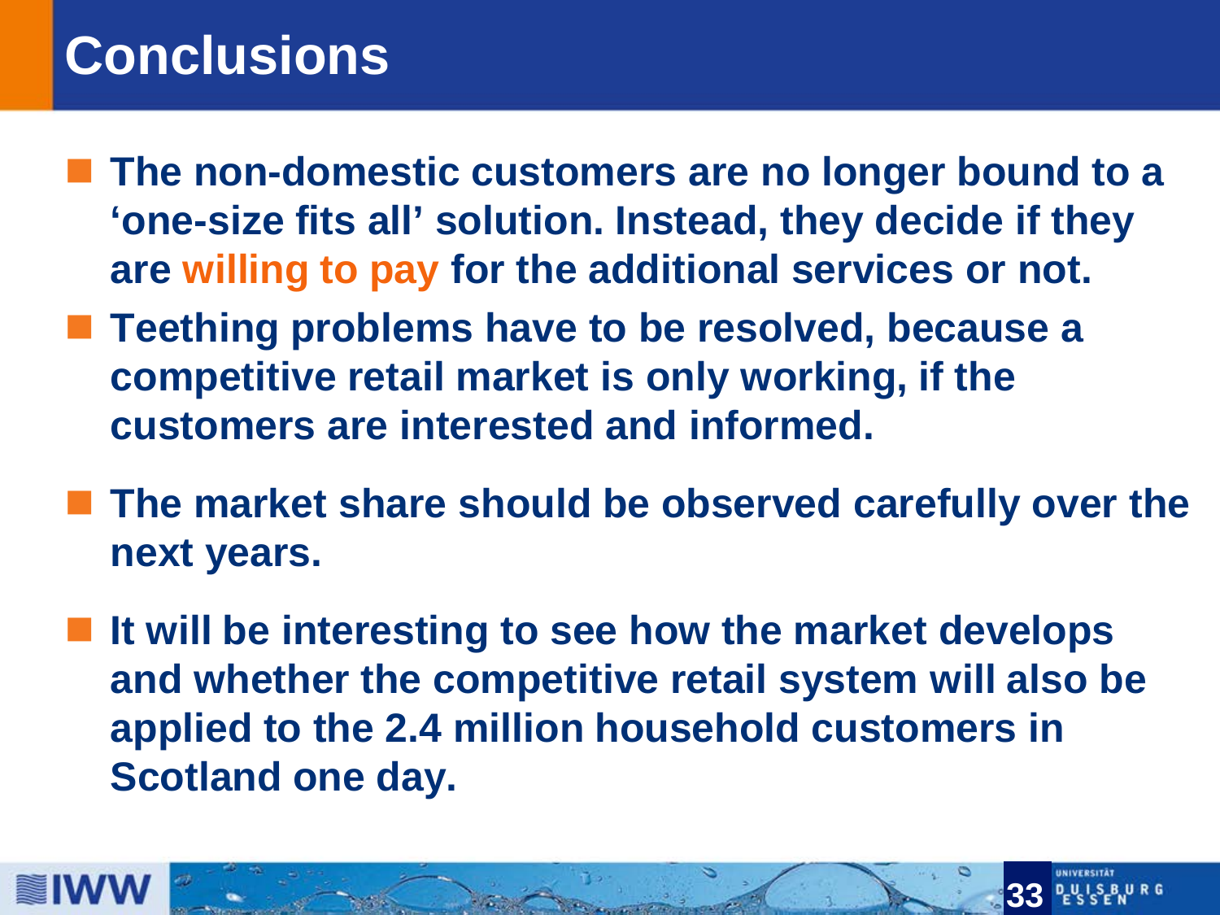# Conclusions

- The non-domestic customers are no longer bound to a 'one-size fits all' solution. Instead, they decide if they are willing to pay for the additional services or not.
- Teething problems have to be resolved, because a competitive retail market is only working, if the customers are interested and informed.
- The market share should be observed carefully over the next years.
- It will be interesting to see how the market develops and whether the competitive retail system will also be applied to the 2.4 million household customers in Scotland one day.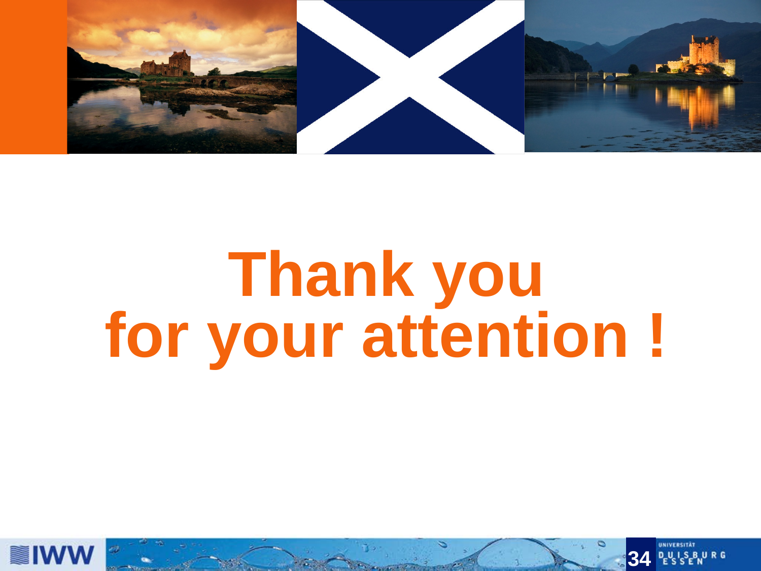# Thank you for your attention !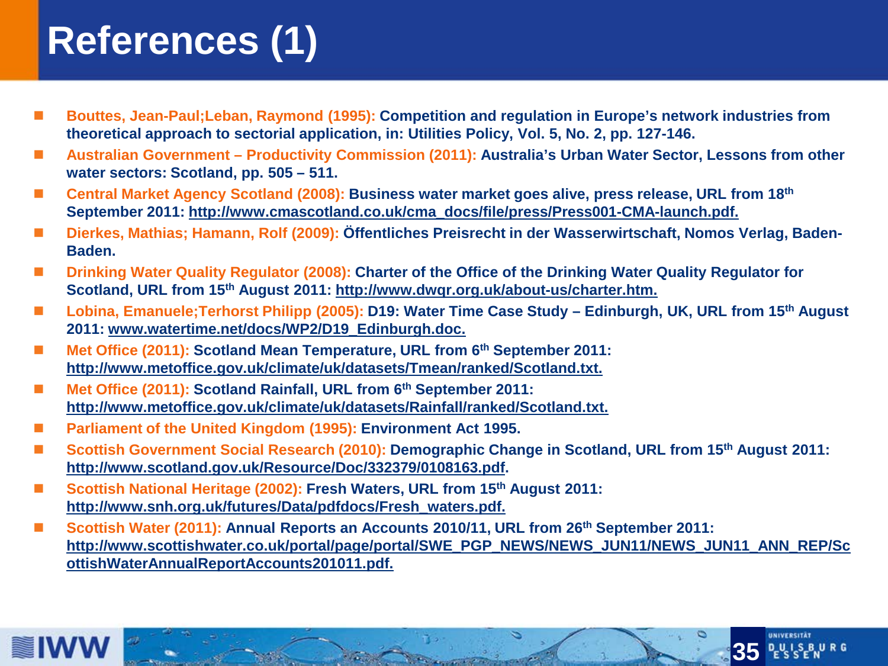# References (1)

- **Bouttes, Jean-Paul;Leban, Raymond (1995):** Competition and regulation in Europe's network industries from theoretical approach to sectorial application, in: Utilities Policy, Vol. 5, No. 2, pp. 127-146.
- **Australian Government – Productivity Commission (2011):** Australia's Urban Water Sector, Lessons from other water sectors: Scotland, pp. 505 – 511.
- **Central Market Agency Scotland (2008):** Business water market goes alive, press release, URL from 18th September 2011: http://www.cmascotland.co.uk/cma_docs/file/press/Press001-CMA-launch.pdf.
- **Dierkes, Mathias; Hamann, Rolf (2009):** Öffentliches Preisrecht in der Wasserwirtschaft, Nomos Verlag, Baden-Baden.
- **Drinking Water Quality Regulator (2008):** Charter of the Office of the Drinking Water Quality Regulator for Scotland, URL from 15th August 2011: http://www.dwqr.org.uk/about-us/charter.htm.
- **Lobina, Emanuele;Terhorst Philipp (2005):** D19: Water Time Case Study – Edinburgh, UK, URL from 15th August 2011: www.watertime.net/docs/WP2/D19_Edinburgh.doc.
- **Met Office (2011):** Scotland Mean Temperature, URL from 6th September 2011: http://www.metoffice.gov.uk/climate/uk/datasets/Tmean/ranked/Scotland.txt.
- **Met Office (2011):** Scotland Rainfall, URL from 6th September 2011: http://www.metoffice.gov.uk/climate/uk/datasets/Rainfall/ranked/Scotland.txt.
- **Parliament of the United Kingdom (1995):** Environment Act 1995.
- **Scottish Government Social Research (2010):** Demographic Change in Scotland, URL from 15th August 2011: http://www.scotland.gov.uk/Resource/Doc/332379/0108163.pdf.
- **Scottish National Heritage (2002):** Fresh Waters, URL from 15th August 2011: http://www.snh.org.uk/futures/Data/pdfdocs/Fresh_waters.pdf.
- **Scottish Water (2011):** Annual Reports an Accounts 2010/11, URL from 26th September 2011: http://www.scottishwater.co.uk/portal/page/portal/SWE_PGP_NEWS/NEWS_JUN11/NEWS_JUN11_ANN_REP/ScottishWaterAnnualReportAccounts201011.pdf.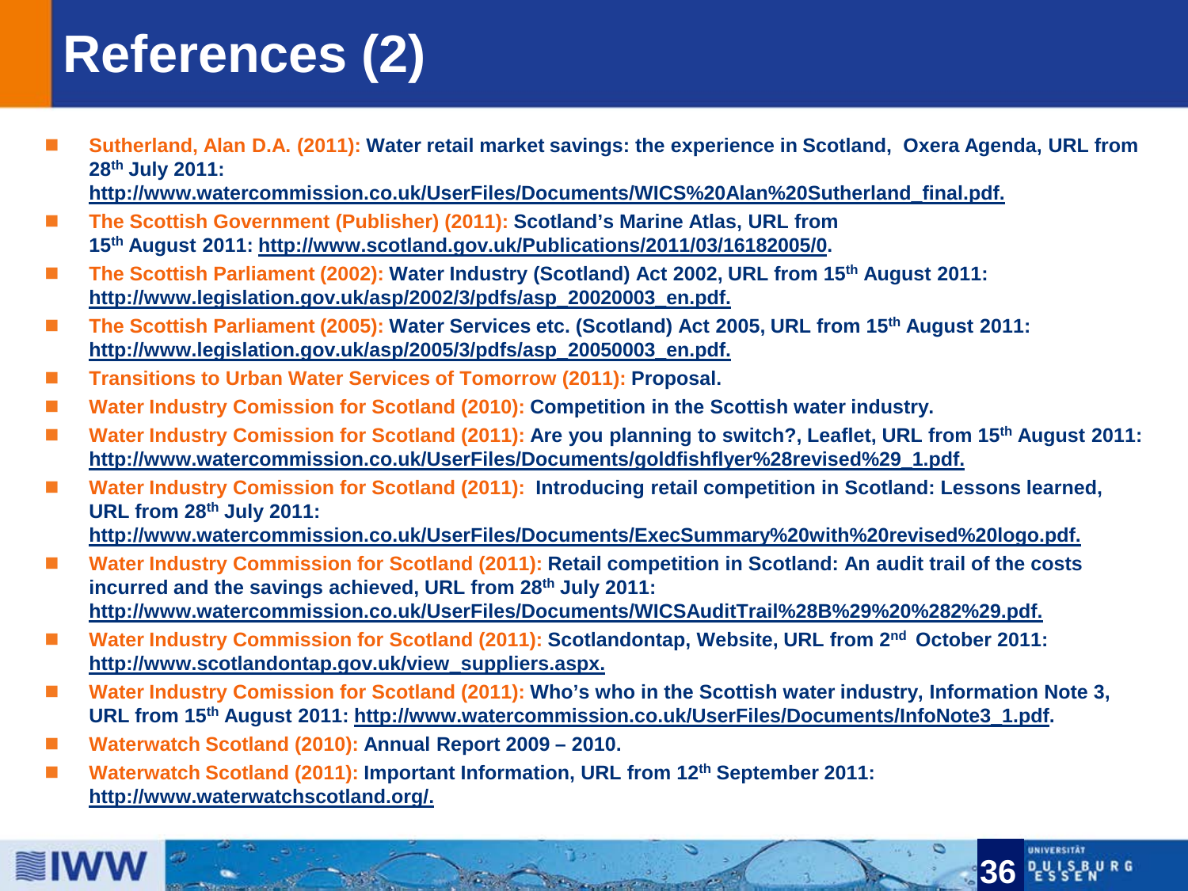# References (2)

- **Sutherland, Alan D.A. (2011): Water retail market savings: the experience in Scotland, Oxera Agenda, URL from 28th July 2011: http://www.watercommission.co.uk/UserFiles/Documents/WICS%20Alan%20Sutherland_final.pdf.**
- **The Scottish Government (Publisher) (2011): Scotland's Marine Atlas, URL from 15th August 2011: http://www.scotland.gov.uk/Publications/2011/03/16182005/0.**
- **The Scottish Parliament (2002): Water Industry (Scotland) Act 2002, URL from 15th August 2011: http://www.legislation.gov.uk/asp/2002/3/pdfs/asp_20020003_en.pdf.**
- **The Scottish Parliament (2005): Water Services etc. (Scotland) Act 2005, URL from 15th August 2011: http://www.legislation.gov.uk/asp/2005/3/pdfs/asp_20050003_en.pdf.**
- **Transitions to Urban Water Services of Tomorrow (2011): Proposal.**
- **Water Industry Comission for Scotland (2010): Competition in the Scottish water industry.**
- **Water Industry Comission for Scotland (2011): Are you planning to switch?, Leaflet, URL from 15th August 2011: http://www.watercommission.co.uk/UserFiles/Documents/goldfishflyer%28revised%29_1.pdf.**
- **Water Industry Comission for Scotland (2011): Introducing retail competition in Scotland: Lessons learned, URL from 28th July 2011: http://www.watercommission.co.uk/UserFiles/Documents/ExecSummary%20with%20revised%20logo.pdf.**
- **Water Industry Commission for Scotland (2011): Retail competition in Scotland: An audit trail of the costs incurred and the savings achieved, URL from 28th July 2011: http://www.watercommission.co.uk/UserFiles/Documents/WICSAuditTrail%28B%29%20%282%29.pdf.**
- **Water Industry Commission for Scotland (2011): Scotlandontap, Website, URL from 2nd October 2011: http://www.scotlandontap.gov.uk/view_suppliers.aspx.**
- **Water Industry Comission for Scotland (2011): Who's who in the Scottish water industry, Information Note 3, URL from 15th August 2011: http://www.watercommission.co.uk/UserFiles/Documents/InfoNote3_1.pdf.**
- **Waterwatch Scotland (2010): Annual Report 2009 – 2010.**
- **Waterwatch Scotland (2011): Important Information, URL from 12th September 2011: http://www.waterwatchscotland.org/.**